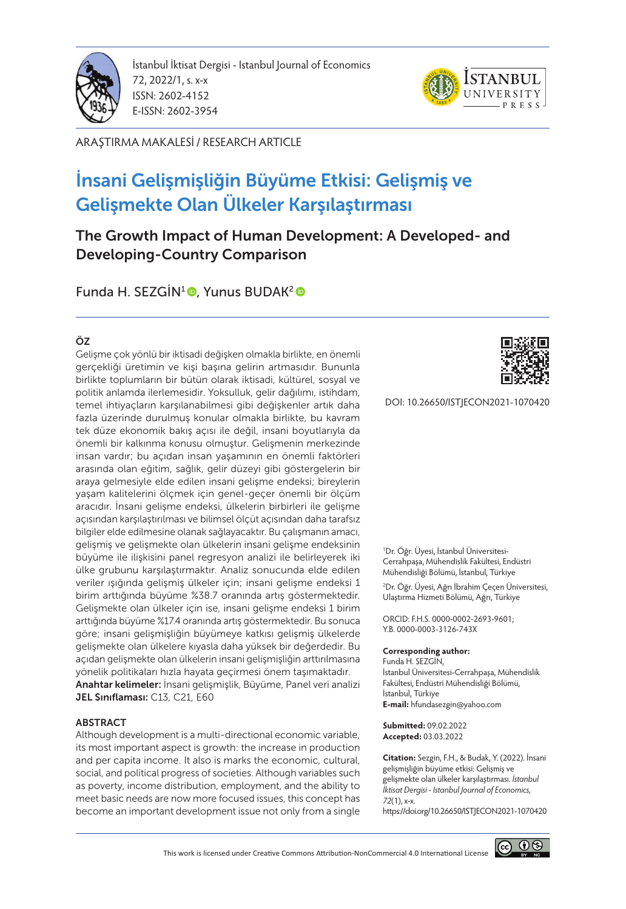İstanbul İktisat Dergisi - Istanbul Journal of Economics
72, 2022/1, s. x-x
ISSN: 2602-4152
E-ISSN: 2602-3954

ARAŞTIRMA MAKALESİ / RESEARCH ARTICLE

# İnsani Gelişmişliğin Büyüme Etkisi: Gelişmiş ve Gelişmekte Olan Ülkeler Karşılaştırması

## The Growth Impact of Human Development: A Developed- and Developing-Country Comparison

Funda H. SEZGİN[1], Yunus BUDAK[2]

### ÖZ

Gelişme çok yönlü bir iktisadi değişken olmakla birlikte, en önemli gerçekliği üretimin ve kişi başına gelirin artmasıdır. Bununla birlikte toplumların bir bütün olarak iktisadi, kültürel, sosyal ve politik anlamda ilerlemesidir. Yoksulluk, gelir dağılımı, istihdam, temel ihtiyaçların karşılanabilmesi gibi değişkenler artık daha fazla üzerinde durulmuş konular olmakla birlikte, bu kavram tek düze ekonomik bakış açısı ile değil, insani boyutlarıyla da önemli bir kalkınma konusu olmuştur. Gelişmenin merkezinde insan vardır; bu açıdan insan yaşamının en önemli faktörleri arasında olan eğitim, sağlık, gelir düzeyi gibi göstergelerin bir araya gelmesiyle elde edilen insani gelişme endeksi; bireylerin yaşam kalitelerini ölçmek için genel-geçer önemli bir ölçüm aracıdır. İnsani gelişme endeksi, ülkelerin birbirleri ile gelişme açısından karşılaştırılması ve bilimsel ölçüt açısından daha tarafsız bilgiler elde edilmesine olanak sağlayacaktır. Bu çalışmanın amacı, gelişmiş ve gelişmekte olan ülkelerin insani gelişme endeksinin büyüme ile ilişkisini panel regresyon analizi ile belirleyerek iki ülke grubunu karşılaştırmaktır. Analiz sonucunda elde edilen veriler ışığında gelişmiş ülkeler için; insani gelişme endeksi 1 birim arttığında büyüme %38.7 oranında artış göstermektedir. Gelişmekte olan ülkeler için ise, insani gelişme endeksi 1 birim arttığında büyüme %17.4 oranında artış göstermektedir. Bu sonuca göre; insani gelişmişliğin büyümeye katkısı gelişmiş ülkelerde gelişmekte olan ülkelere kıyasla daha yüksek bir değerdedir. Bu açıdan gelişmekte olan ülkelerin insani gelişmişliğin arttırılmasına yönelik politikaları hızla hayata geçirmesi önem taşımaktadır.

**Anahtar kelimeler:** İnsani gelişmişlik, Büyüme, Panel veri analizi

**JEL Sınıflaması:** C13, C21, E60

### ABSTRACT

Although development is a multi-directional economic variable, its most important aspect is growth: the increase in production and per capita income. It also is marks the economic, cultural, social, and political progress of societies. Although variables such as poverty, income distribution, employment, and the ability to meet basic needs are now more focused issues, this concept has become an important development issue not only from a single

DOI: 10.26650/ISTJECON2021-1070420

[1]Dr. Öğr. Üyesi, İstanbul Üniversitesi-Cerrahpaşa, Mühendislik Fakültesi, Endüstri Mühendisliği Bölümü, İstanbul, Türkiye

[2]Dr. Öğr. Üyesi, Ağrı İbrahim Çeçen Üniversitesi, Ulaştırma Hizmeti Bölümü, Ağrı, Türkiye

ORCID: F.H.S. 0000-0002-2693-9601; Y.B. 0000-0003-3126-743X

**Corresponding author:**
Funda H. SEZGİN,
İstanbul Üniversitesi-Cerrahpaşa, Mühendislik Fakültesi, Endüstri Mühendisliği Bölümü, İstanbul, Türkiye
**E-mail:** hfundasezgin@yahoo.com

**Submitted:** 09.02.2022
**Accepted:** 03.03.2022

**Citation:** Sezgin, F.H., & Budak, Y. (2022). İnsani gelişmişliğin büyüme etkisi: Gelişmiş ve gelişmekte olan ülkeler karşılaştırması. *İstanbul İktisat Dergisi - Istanbul Journal of Economics, 72*(1), x-x. https://doi.org/10.26650/ISTJECON2021-1070420

This work is licensed under Creative Commons Attribution-NonCommercial 4.0 International License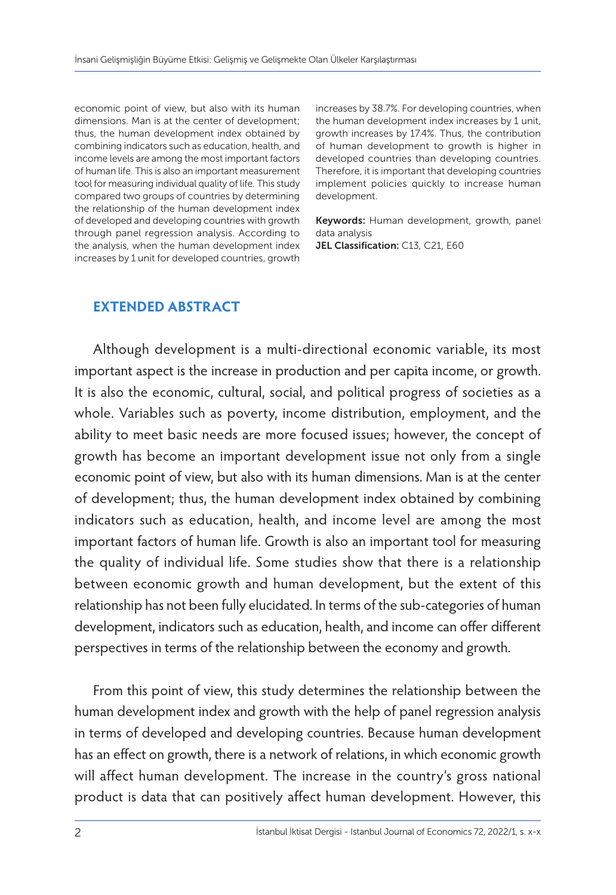economic point of view, but also with its human dimensions. Man is at the center of development; thus, the human development index obtained by combining indicators such as education, health, and income levels are among the most important factors of human life. This is also an important measurement tool for measuring individual quality of life. This study compared two groups of countries by determining the relationship of the human development index of developed and developing countries with growth through panel regression analysis. According to the analysis, when the human development index increases by 1 unit for developed countries, growth increases by 38.7%. For developing countries, when the human development index increases by 1 unit, growth increases by 17.4%. Thus, the contribution of human development to growth is higher in developed countries than developing countries. Therefore, it is important that developing countries implement policies quickly to increase human development.

**Keywords:** Human development, growth, panel data analysis

**JEL Classification:** C13, C21, E60

## EXTENDED ABSTRACT

Although development is a multi-directional economic variable, its most important aspect is the increase in production and per capita income, or growth. It is also the economic, cultural, social, and political progress of societies as a whole. Variables such as poverty, income distribution, employment, and the ability to meet basic needs are more focused issues; however, the concept of growth has become an important development issue not only from a single economic point of view, but also with its human dimensions. Man is at the center of development; thus, the human development index obtained by combining indicators such as education, health, and income level are among the most important factors of human life. Growth is also an important tool for measuring the quality of individual life. Some studies show that there is a relationship between economic growth and human development, but the extent of this relationship has not been fully elucidated. In terms of the sub-categories of human development, indicators such as education, health, and income can offer different perspectives in terms of the relationship between the economy and growth.

From this point of view, this study determines the relationship between the human development index and growth with the help of panel regression analysis in terms of developed and developing countries. Because human development has an effect on growth, there is a network of relations, in which economic growth will affect human development. The increase in the country's gross national product is data that can positively affect human development. However, this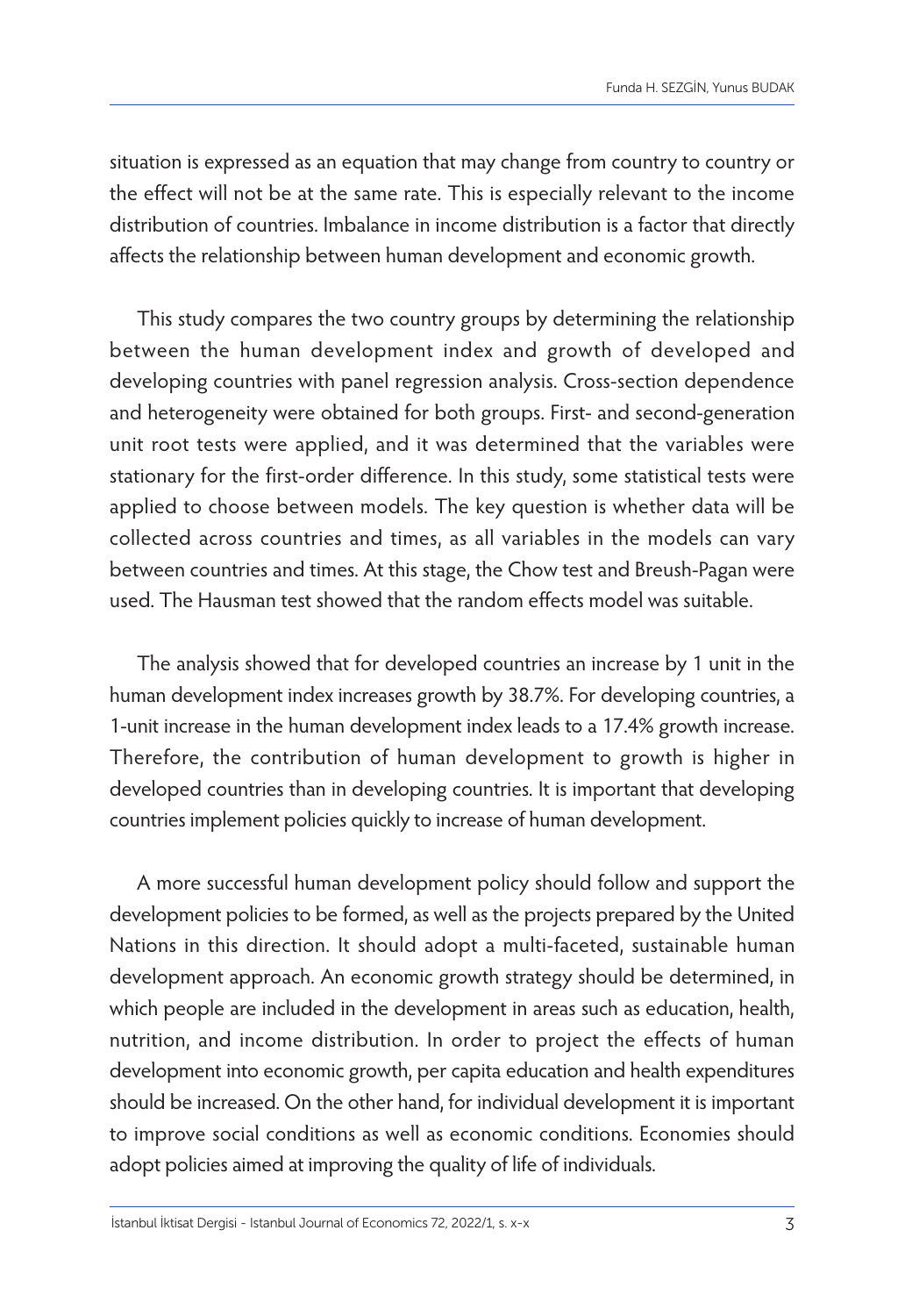situation is expressed as an equation that may change from country to country or the effect will not be at the same rate. This is especially relevant to the income distribution of countries. Imbalance in income distribution is a factor that directly affects the relationship between human development and economic growth.

This study compares the two country groups by determining the relationship between the human development index and growth of developed and developing countries with panel regression analysis. Cross-section dependence and heterogeneity were obtained for both groups. First- and second-generation unit root tests were applied, and it was determined that the variables were stationary for the first-order difference. In this study, some statistical tests were applied to choose between models. The key question is whether data will be collected across countries and times, as all variables in the models can vary between countries and times. At this stage, the Chow test and Breush-Pagan were used. The Hausman test showed that the random effects model was suitable.

The analysis showed that for developed countries an increase by 1 unit in the human development index increases growth by 38.7%. For developing countries, a 1-unit increase in the human development index leads to a 17.4% growth increase. Therefore, the contribution of human development to growth is higher in developed countries than in developing countries. It is important that developing countries implement policies quickly to increase of human development.

A more successful human development policy should follow and support the development policies to be formed, as well as the projects prepared by the United Nations in this direction. It should adopt a multi-faceted, sustainable human development approach. An economic growth strategy should be determined, in which people are included in the development in areas such as education, health, nutrition, and income distribution. In order to project the effects of human development into economic growth, per capita education and health expenditures should be increased. On the other hand, for individual development it is important to improve social conditions as well as economic conditions. Economies should adopt policies aimed at improving the quality of life of individuals.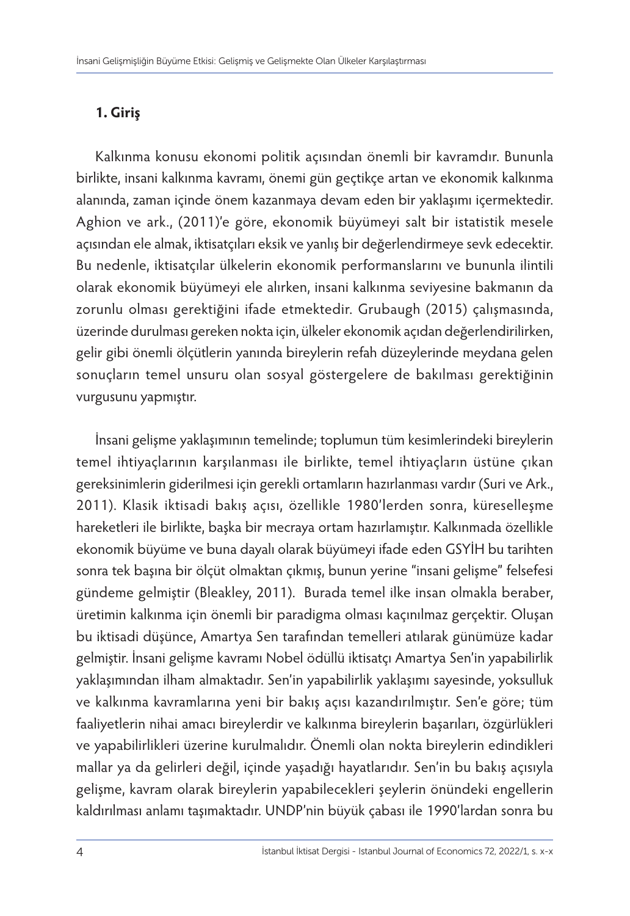## 1. Giriş

Kalkınma konusu ekonomi politik açısından önemli bir kavramdır. Bununla birlikte, insani kalkınma kavramı, önemi gün geçtikçe artan ve ekonomik kalkınma alanında, zaman içinde önem kazanmaya devam eden bir yaklaşımı içermektedir. Aghion ve ark., (2011)'e göre, ekonomik büyümeyi salt bir istatistik mesele açısından ele almak, iktisatçıları eksik ve yanlış bir değerlendirmeye sevk edecektir. Bu nedenle, iktisatçılar ülkelerin ekonomik performanslarını ve bununla ilintili olarak ekonomik büyümeyi ele alırken, insani kalkınma seviyesine bakmanın da zorunlu olması gerektiğini ifade etmektedir. Grubaugh (2015) çalışmasında, üzerinde durulması gereken nokta için, ülkeler ekonomik açıdan değerlendirilirken, gelir gibi önemli ölçütlerin yanında bireylerin refah düzeylerinde meydana gelen sonuçların temel unsuru olan sosyal göstergelere de bakılması gerektiğinin vurgusunu yapmıştır.

İnsani gelişme yaklaşımının temelinde; toplumun tüm kesimlerindeki bireylerin temel ihtiyaçlarının karşılanması ile birlikte, temel ihtiyaçların üstüne çıkan gereksinimlerin giderilmesi için gerekli ortamların hazırlanması vardır (Suri ve Ark., 2011). Klasik iktisadi bakış açısı, özellikle 1980'lerden sonra, küreselleşme hareketleri ile birlikte, başka bir mecraya ortam hazırlamıştır. Kalkınmada özellikle ekonomik büyüme ve buna dayalı olarak büyümeyi ifade eden GSYİH bu tarihten sonra tek başına bir ölçüt olmaktan çıkmış, bunun yerine "insani gelişme" felsefesi gündeme gelmiştir (Bleakley, 2011). Burada temel ilke insan olmakla beraber, üretimin kalkınma için önemli bir paradigma olması kaçınılmaz gerçektir. Oluşan bu iktisadi düşünce, Amartya Sen tarafından temelleri atılarak günümüze kadar gelmiştir. İnsani gelişme kavramı Nobel ödüllü iktisatçı Amartya Sen'in yapabilirlik yaklaşımından ilham almaktadır. Sen'in yapabilirlik yaklaşımı sayesinde, yoksulluk ve kalkınma kavramlarına yeni bir bakış açısı kazandırılmıştır. Sen'e göre; tüm faaliyetlerin nihai amacı bireylerdir ve kalkınma bireylerin başarıları, özgürlükleri ve yapabilirlikleri üzerine kurulmalıdır. Önemli olan nokta bireylerin edindikleri mallar ya da gelirleri değil, içinde yaşadığı hayatlarıdır. Sen'in bu bakış açısıyla gelişme, kavram olarak bireylerin yapabilecekleri şeylerin önündeki engellerin kaldırılması anlamı taşımaktadır. UNDP'nin büyük çabası ile 1990'lardan sonra bu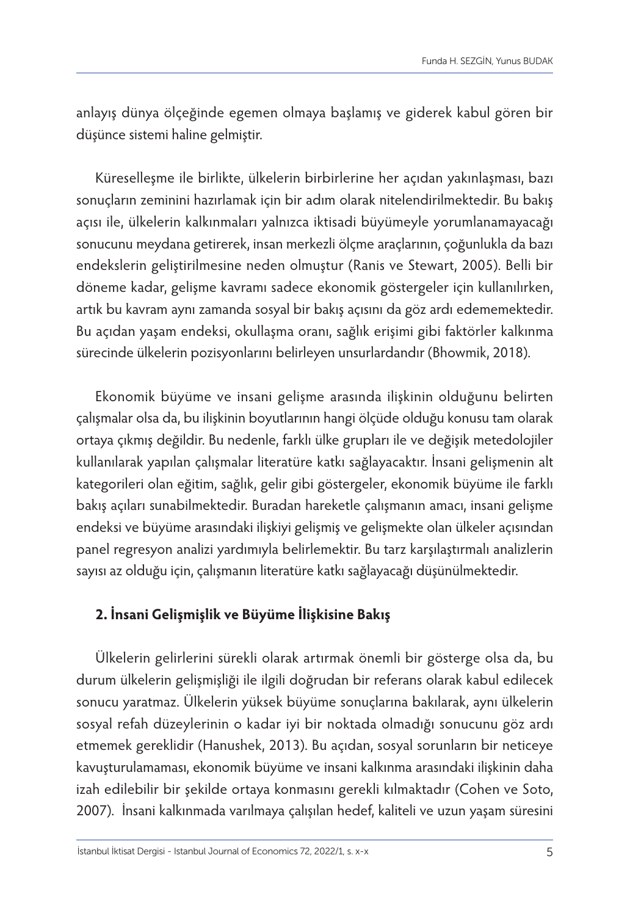anlayış dünya ölçeğinde egemen olmaya başlamış ve giderek kabul gören bir düşünce sistemi haline gelmiştir.

Küreselleşme ile birlikte, ülkelerin birbirlerine her açıdan yakınlaşması, bazı sonuçların zeminini hazırlamak için bir adım olarak nitelendirilmektedir. Bu bakış açısı ile, ülkelerin kalkınmaları yalnızca iktisadi büyümeyle yorumlanamayacağı sonucunu meydana getirerek, insan merkezli ölçme araçlarının, çoğunlukla da bazı endekslerin geliştirilmesine neden olmuştur (Ranis ve Stewart, 2005). Belli bir döneme kadar, gelişme kavramı sadece ekonomik göstergeler için kullanılırken, artık bu kavram aynı zamanda sosyal bir bakış açısını da göz ardı edememektedir. Bu açıdan yaşam endeksi, okullaşma oranı, sağlık erişimi gibi faktörler kalkınma sürecinde ülkelerin pozisyonlarını belirleyen unsurlardandır (Bhowmik, 2018).

Ekonomik büyüme ve insani gelişme arasında ilişkinin olduğunu belirten çalışmalar olsa da, bu ilişkinin boyutlarının hangi ölçüde olduğu konusu tam olarak ortaya çıkmış değildir. Bu nedenle, farklı ülke grupları ile ve değişik metedolojiler kullanılarak yapılan çalışmalar literatüre katkı sağlayacaktır. İnsani gelişmenin alt kategorileri olan eğitim, sağlık, gelir gibi göstergeler, ekonomik büyüme ile farklı bakış açıları sunabilmektedir. Buradan hareketle çalışmanın amacı, insani gelişme endeksi ve büyüme arasındaki ilişkiyi gelişmiş ve gelişmekte olan ülkeler açısından panel regresyon analizi yardımıyla belirlemektir. Bu tarz karşılaştırmalı analizlerin sayısı az olduğu için, çalışmanın literatüre katkı sağlayacağı düşünülmektedir.

## 2. İnsani Gelişmişlik ve Büyüme İlişkisine Bakış

Ülkelerin gelirlerini sürekli olarak artırmak önemli bir gösterge olsa da, bu durum ülkelerin gelişmişliği ile ilgili doğrudan bir referans olarak kabul edilecek sonucu yaratmaz. Ülkelerin yüksek büyüme sonuçlarına bakılarak, aynı ülkelerin sosyal refah düzeylerinin o kadar iyi bir noktada olmadığı sonucunu göz ardı etmemek gereklidir (Hanushek, 2013). Bu açıdan, sosyal sorunların bir neticeye kavuşturulamaması, ekonomik büyüme ve insani kalkınma arasındaki ilişkinin daha izah edilebilir bir şekilde ortaya konmasını gerekli kılmaktadır (Cohen ve Soto, 2007). İnsani kalkınmada varılmaya çalışılan hedef, kaliteli ve uzun yaşam süresini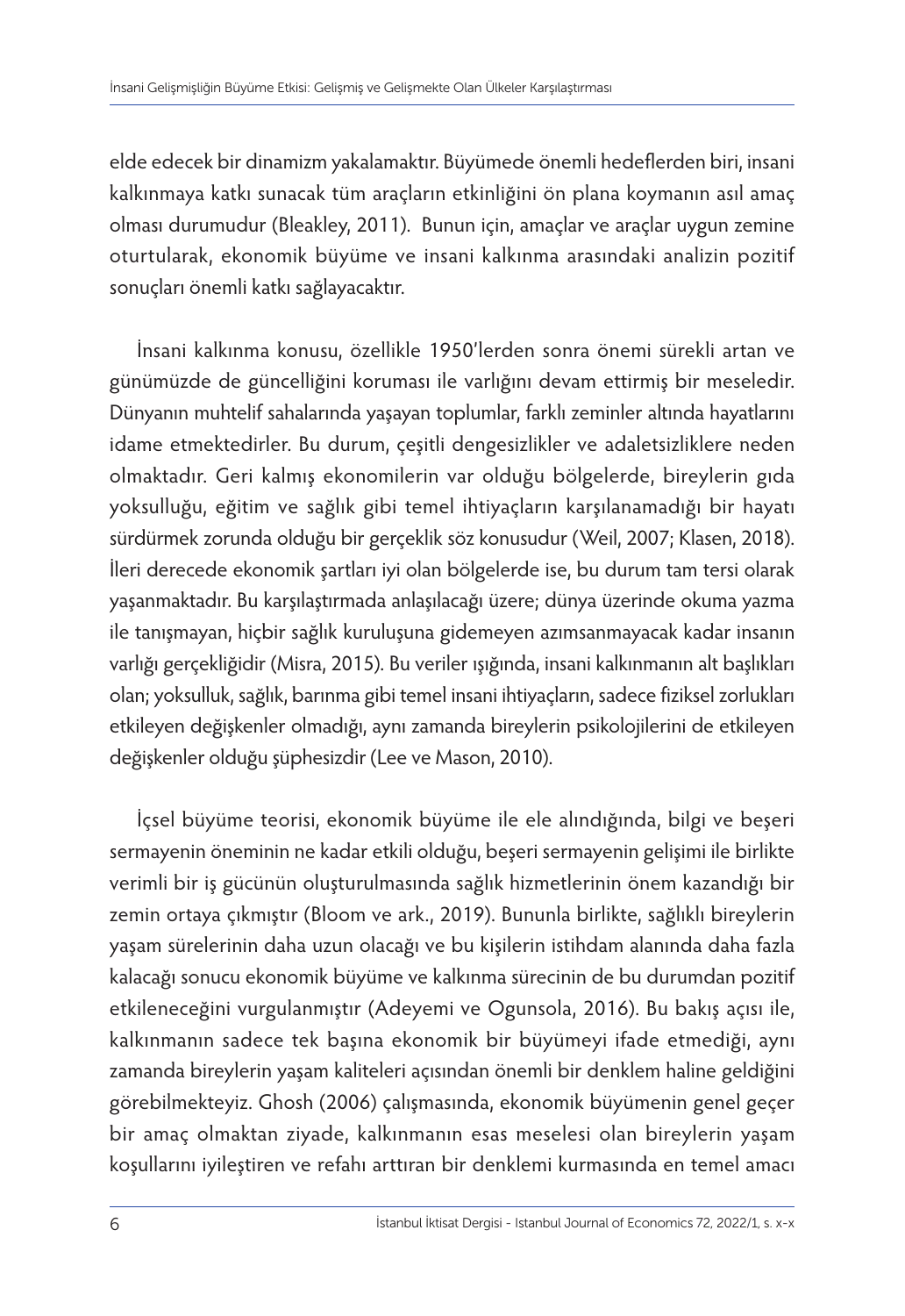elde edecek bir dinamizm yakalamaktır. Büyümede önemli hedeflerden biri, insani kalkınmaya katkı sunacak tüm araçların etkinliğini ön plana koymanın asıl amaç olması durumudur (Bleakley, 2011). Bunun için, amaçlar ve araçlar uygun zemine oturtularak, ekonomik büyüme ve insani kalkınma arasındaki analizin pozitif sonuçları önemli katkı sağlayacaktır.

İnsani kalkınma konusu, özellikle 1950'lerden sonra önemi sürekli artan ve günümüzde de güncelliğini koruması ile varlığını devam ettirmiş bir meseledir. Dünyanın muhtelif sahalarında yaşayan toplumlar, farklı zeminler altında hayatlarını idame etmektedirler. Bu durum, çeşitli dengesizlikler ve adaletsizliklere neden olmaktadır. Geri kalmış ekonomilerin var olduğu bölgelerde, bireylerin gıda yoksulluğu, eğitim ve sağlık gibi temel ihtiyaçların karşılanamadığı bir hayatı sürdürmek zorunda olduğu bir gerçeklik söz konusudur (Weil, 2007; Klasen, 2018). İleri derecede ekonomik şartları iyi olan bölgelerde ise, bu durum tam tersi olarak yaşanmaktadır. Bu karşılaştırmada anlaşılacağı üzere; dünya üzerinde okuma yazma ile tanışmayan, hiçbir sağlık kuruluşuna gidemeyen azımsanmayacak kadar insanın varlığı gerçekliğidir (Misra, 2015). Bu veriler ışığında, insani kalkınmanın alt başlıkları olan; yoksulluk, sağlık, barınma gibi temel insani ihtiyaçların, sadece fiziksel zorlukları etkileyen değişkenler olmadığı, aynı zamanda bireylerin psikolojilerini de etkileyen değişkenler olduğu şüphesizdir (Lee ve Mason, 2010).

İçsel büyüme teorisi, ekonomik büyüme ile ele alındığında, bilgi ve beşeri sermayenin öneminin ne kadar etkili olduğu, beşeri sermayenin gelişimi ile birlikte verimli bir iş gücünün oluşturulmasında sağlık hizmetlerinin önem kazandığı bir zemin ortaya çıkmıştır (Bloom ve ark., 2019). Bununla birlikte, sağlıklı bireylerin yaşam sürelerinin daha uzun olacağı ve bu kişilerin istihdam alanında daha fazla kalacağı sonucu ekonomik büyüme ve kalkınma sürecinin de bu durumdan pozitif etkileneceğini vurgulanmıştır (Adeyemi ve Ogunsola, 2016). Bu bakış açısı ile, kalkınmanın sadece tek başına ekonomik bir büyümeyi ifade etmediği, aynı zamanda bireylerin yaşam kaliteleri açısından önemli bir denklem haline geldiğini görebilmekteyiz. Ghosh (2006) çalışmasında, ekonomik büyümenin genel geçer bir amaç olmaktan ziyade, kalkınmanın esas meselesi olan bireylerin yaşam koşullarını iyileştiren ve refahı arttıran bir denklemi kurmasında en temel amacı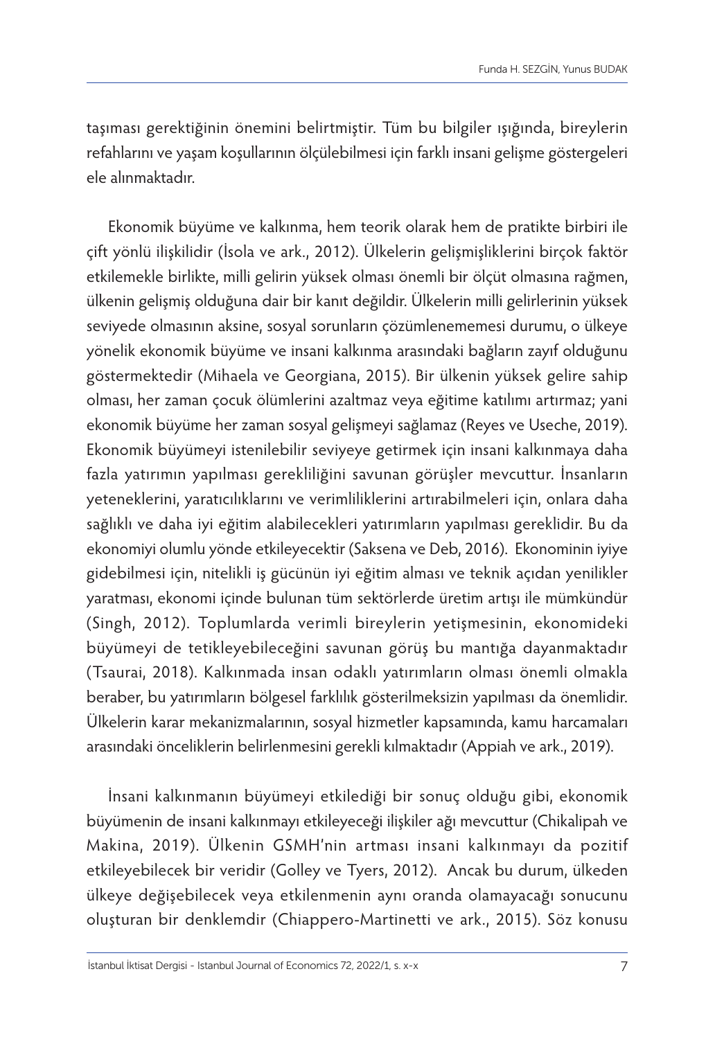taşıması gerektiğinin önemini belirtmiştir. Tüm bu bilgiler ışığında, bireylerin refahlarını ve yaşam koşullarının ölçülebilmesi için farklı insani gelişme göstergeleri ele alınmaktadır.

Ekonomik büyüme ve kalkınma, hem teorik olarak hem de pratikte birbiri ile çift yönlü ilişkilidir (İsola ve ark., 2012). Ülkelerin gelişmişliklerini birçok faktör etkilemekle birlikte, milli gelirin yüksek olması önemli bir ölçüt olmasına rağmen, ülkenin gelişmiş olduğuna dair bir kanıt değildir. Ülkelerin milli gelirlerinin yüksek seviyede olmasının aksine, sosyal sorunların çözümlenememesi durumu, o ülkeye yönelik ekonomik büyüme ve insani kalkınma arasındaki bağların zayıf olduğunu göstermektedir (Mihaela ve Georgiana, 2015). Bir ülkenin yüksek gelire sahip olması, her zaman çocuk ölümlerini azaltmaz veya eğitime katılımı artırmaz; yani ekonomik büyüme her zaman sosyal gelişmeyi sağlamaz (Reyes ve Useche, 2019). Ekonomik büyümeyi istenilebilir seviyeye getirmek için insani kalkınmaya daha fazla yatırımın yapılması gerekliliğini savunan görüşler mevcuttur. İnsanların yeteneklerini, yaratıcılıklarını ve verimliliklerini artırabilmeleri için, onlara daha sağlıklı ve daha iyi eğitim alabilecekleri yatırımların yapılması gereklidir. Bu da ekonomiyi olumlu yönde etkileyecektir (Saksena ve Deb, 2016). Ekonominin iyiye gidebilmesi için, nitelikli iş gücünün iyi eğitim alması ve teknik açıdan yenilikler yaratması, ekonomi içinde bulunan tüm sektörlerde üretim artışı ile mümkündür (Singh, 2012). Toplumlarda verimli bireylerin yetişmesinin, ekonomideki büyümeyi de tetikleyebileceğini savunan görüş bu mantığa dayanmaktadır (Tsaurai, 2018). Kalkınmada insan odaklı yatırımların olması önemli olmakla beraber, bu yatırımların bölgesel farklılık gösterilmeksizin yapılması da önemlidir. Ülkelerin karar mekanizmalarının, sosyal hizmetler kapsamında, kamu harcamaları arasındaki önceliklerin belirlenmesini gerekli kılmaktadır (Appiah ve ark., 2019).

İnsani kalkınmanın büyümeyi etkilediği bir sonuç olduğu gibi, ekonomik büyümenin de insani kalkınmayı etkileyeceği ilişkiler ağı mevcuttur (Chikalipah ve Makina, 2019). Ülkenin GSMH'nin artması insani kalkınmayı da pozitif etkileyebilecek bir veridir (Golley ve Tyers, 2012). Ancak bu durum, ülkeden ülkeye değişebilecek veya etkilenmenin aynı oranda olamayacağı sonucunu oluşturan bir denklemdir (Chiappero-Martinetti ve ark., 2015). Söz konusu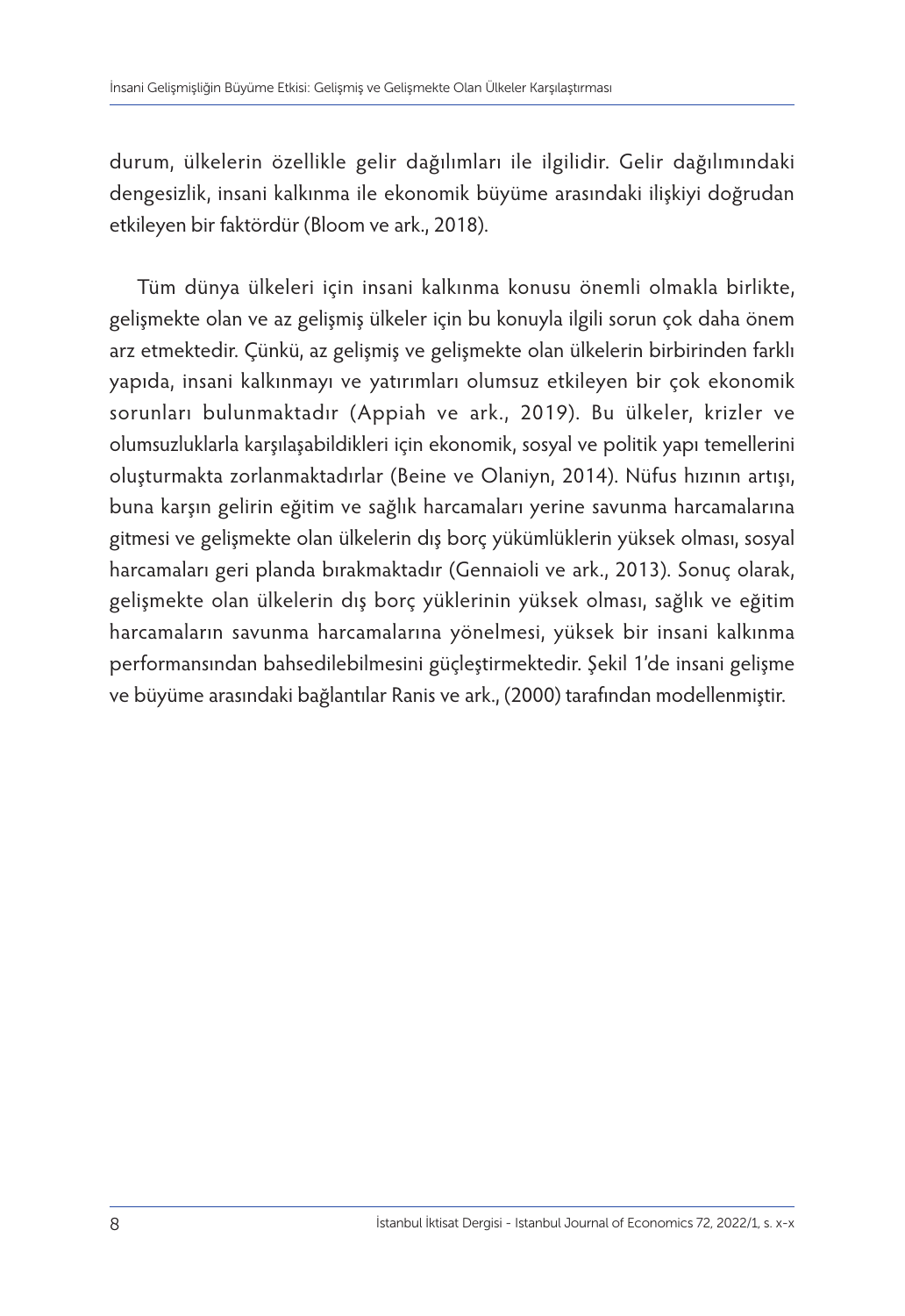durum, ülkelerin özellikle gelir dağılımları ile ilgilidir. Gelir dağılımındaki dengesizlik, insani kalkınma ile ekonomik büyüme arasındaki ilişkiyi doğrudan etkileyen bir faktördür (Bloom ve ark., 2018).

Tüm dünya ülkeleri için insani kalkınma konusu önemli olmakla birlikte, gelişmekte olan ve az gelişmiş ülkeler için bu konuyla ilgili sorun çok daha önem arz etmektedir. Çünkü, az gelişmiş ve gelişmekte olan ülkelerin birbirinden farklı yapıda, insani kalkınmayı ve yatırımları olumsuz etkileyen bir çok ekonomik sorunları bulunmaktadır (Appiah ve ark., 2019). Bu ülkeler, krizler ve olumsuzluklarla karşılaşabildikleri için ekonomik, sosyal ve politik yapı temellerini oluşturmakta zorlanmaktadırlar (Beine ve Olaniyn, 2014). Nüfus hızının artışı, buna karşın gelirin eğitim ve sağlık harcamaları yerine savunma harcamalarına gitmesi ve gelişmekte olan ülkelerin dış borç yükümlüklerin yüksek olması, sosyal harcamaları geri planda bırakmaktadır (Gennaioli ve ark., 2013). Sonuç olarak, gelişmekte olan ülkelerin dış borç yüklerinin yüksek olması, sağlık ve eğitim harcamaların savunma harcamalarına yönelmesi, yüksek bir insani kalkınma performansından bahsedilebilmesini güçleştirmektedir. Şekil 1'de insani gelişme ve büyüme arasındaki bağlantılar Ranis ve ark., (2000) tarafından modellenmiştir.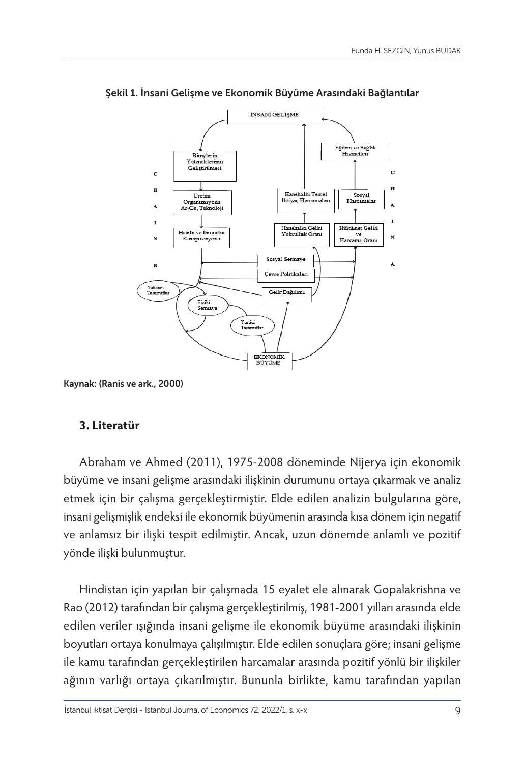**Şekil 1. İnsani Gelişme ve Ekonomik Büyüme Arasındaki Bağlantılar**

Kaynak: (Ranis ve ark., 2000)

## 3. Literatür

Abraham ve Ahmed (2011), 1975-2008 döneminde Nijerya için ekonomik büyüme ve insani gelişme arasındaki ilişkinin durumunu ortaya çıkarmak ve analiz etmek için bir çalışma gerçekleştirmiştir. Elde edilen analizin bulgularına göre, insani gelişmişlik endeksi ile ekonomik büyümenin arasında kısa dönem için negatif ve anlamsız bir ilişki tespit edilmiştir. Ancak, uzun dönemde anlamlı ve pozitif yönde ilişki bulunmuştur.

Hindistan için yapılan bir çalışmada 15 eyalet ele alınarak Gopalakrishna ve Rao (2012) tarafından bir çalışma gerçekleştirilmiş, 1981-2001 yılları arasında elde edilen veriler ışığında insani gelişme ile ekonomik büyüme arasındaki ilişkinin boyutları ortaya konulmaya çalışılmıştır. Elde edilen sonuçlara göre; insani gelişme ile kamu tarafından gerçekleştirilen harcamalar arasında pozitif yönlü bir ilişkiler ağının varlığı ortaya çıkarılmıştır. Bununla birlikte, kamu tarafından yapılan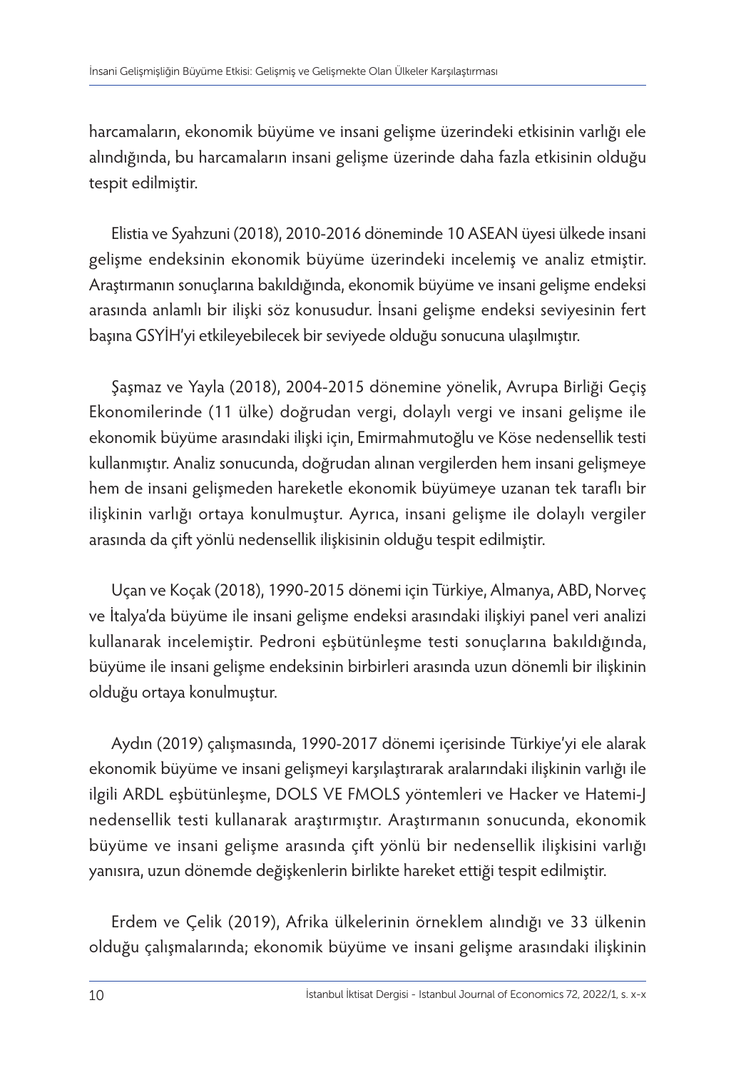harcamaların, ekonomik büyüme ve insani gelişme üzerindeki etkisinin varlığı ele alındığında, bu harcamaların insani gelişme üzerinde daha fazla etkisinin olduğu tespit edilmiştir.

Elistia ve Syahzuni (2018), 2010-2016 döneminde 10 ASEAN üyesi ülkede insani gelişme endeksinin ekonomik büyüme üzerindeki incelemiş ve analiz etmiştir. Araştırmanın sonuçlarına bakıldığında, ekonomik büyüme ve insani gelişme endeksi arasında anlamlı bir ilişki söz konusudur. İnsani gelişme endeksi seviyesinin fert başına GSYİH'yi etkileyebilecek bir seviyede olduğu sonucuna ulaşılmıştır.

Şaşmaz ve Yayla (2018), 2004-2015 dönemine yönelik, Avrupa Birliği Geçiş Ekonomilerinde (11 ülke) doğrudan vergi, dolaylı vergi ve insani gelişme ile ekonomik büyüme arasındaki ilişki için, Emirmahmutoğlu ve Köse nedensellik testi kullanmıştır. Analiz sonucunda, doğrudan alınan vergilerden hem insani gelişmeye hem de insani gelişmeden hareketle ekonomik büyümeye uzanan tek taraflı bir ilişkinin varlığı ortaya konulmuştur. Ayrıca, insani gelişme ile dolaylı vergiler arasında da çift yönlü nedensellik ilişkisinin olduğu tespit edilmiştir.

Uçan ve Koçak (2018), 1990-2015 dönemi için Türkiye, Almanya, ABD, Norveç ve İtalya'da büyüme ile insani gelişme endeksi arasındaki ilişkiyi panel veri analizi kullanarak incelemiştir. Pedroni eşbütünleşme testi sonuçlarına bakıldığında, büyüme ile insani gelişme endeksinin birbirleri arasında uzun dönemli bir ilişkinin olduğu ortaya konulmuştur.

Aydın (2019) çalışmasında, 1990-2017 dönemi içerisinde Türkiye'yi ele alarak ekonomik büyüme ve insani gelişmeyi karşılaştırarak aralarındaki ilişkinin varlığı ile ilgili ARDL eşbütünleşme, DOLS VE FMOLS yöntemleri ve Hacker ve Hatemi-J nedensellik testi kullanarak araştırmıştır. Araştırmanın sonucunda, ekonomik büyüme ve insani gelişme arasında çift yönlü bir nedensellik ilişkisini varlığı yanısıra, uzun dönemde değişkenlerin birlikte hareket ettiği tespit edilmiştir.

Erdem ve Çelik (2019), Afrika ülkelerinin örneklem alındığı ve 33 ülkenin olduğu çalışmalarında; ekonomik büyüme ve insani gelişme arasındaki ilişkinin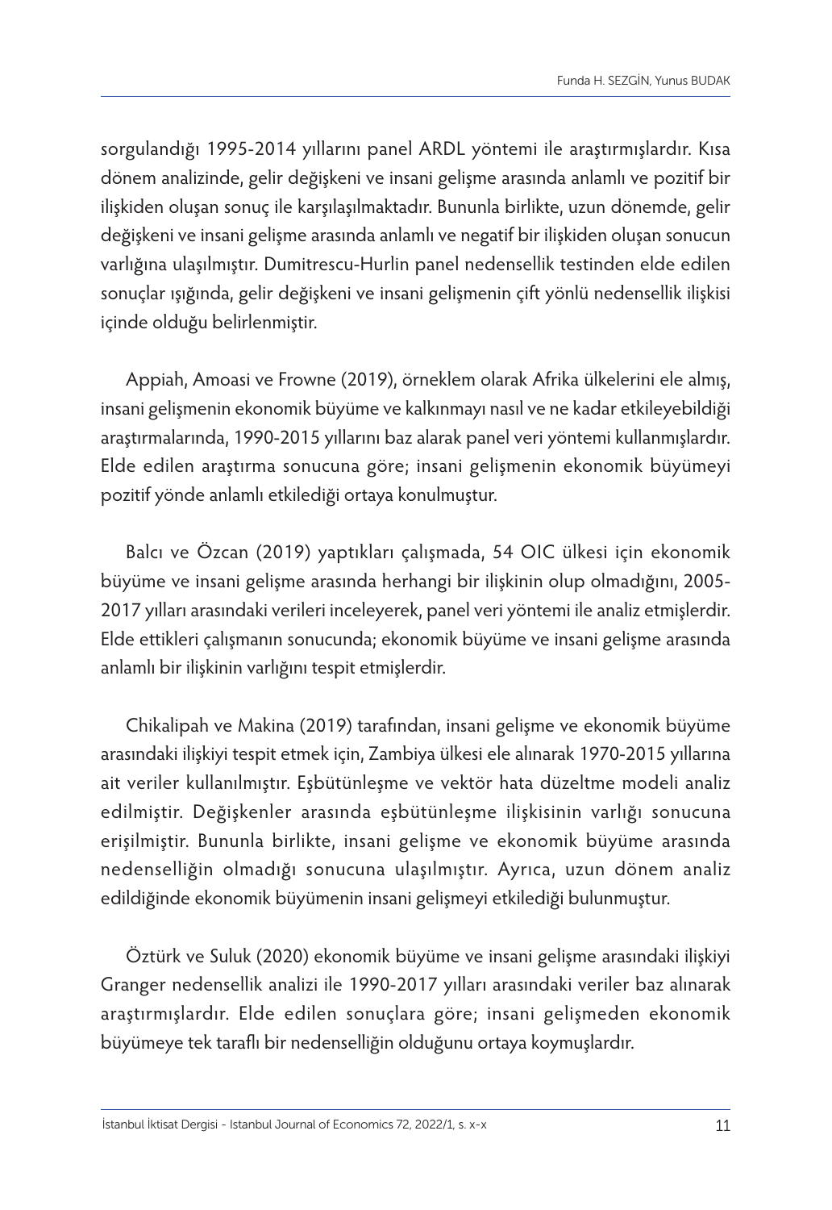sorgulandığı 1995-2014 yıllarını panel ARDL yöntemi ile araştırmışlardır. Kısa dönem analizinde, gelir değişkeni ve insani gelişme arasında anlamlı ve pozitif bir ilişkiden oluşan sonuç ile karşılaşılmaktadır. Bununla birlikte, uzun dönemde, gelir değişkeni ve insani gelişme arasında anlamlı ve negatif bir ilişkiden oluşan sonucun varlığına ulaşılmıştır. Dumitrescu-Hurlin panel nedensellik testinden elde edilen sonuçlar ışığında, gelir değişkeni ve insani gelişmenin çift yönlü nedensellik ilişkisi içinde olduğu belirlenmiştir.

Appiah, Amoasi ve Frowne (2019), örneklem olarak Afrika ülkelerini ele almış, insani gelişmenin ekonomik büyüme ve kalkınmayı nasıl ve ne kadar etkileyebildiği araştırmalarında, 1990-2015 yıllarını baz alarak panel veri yöntemi kullanmışlardır. Elde edilen araştırma sonucuna göre; insani gelişmenin ekonomik büyümeyi pozitif yönde anlamlı etkilediği ortaya konulmuştur.

Balcı ve Özcan (2019) yaptıkları çalışmada, 54 OIC ülkesi için ekonomik büyüme ve insani gelişme arasında herhangi bir ilişkinin olup olmadığını, 2005-2017 yılları arasındaki verileri inceleyerek, panel veri yöntemi ile analiz etmişlerdir. Elde ettikleri çalışmanın sonucunda; ekonomik büyüme ve insani gelişme arasında anlamlı bir ilişkinin varlığını tespit etmişlerdir.

Chikalipah ve Makina (2019) tarafından, insani gelişme ve ekonomik büyüme arasındaki ilişkiyi tespit etmek için, Zambiya ülkesi ele alınarak 1970-2015 yıllarına ait veriler kullanılmıştır. Eşbütünleşme ve vektör hata düzeltme modeli analiz edilmiştir. Değişkenler arasında eşbütünleşme ilişkisinin varlığı sonucuna erişilmiştir. Bununla birlikte, insani gelişme ve ekonomik büyüme arasında nedenselliğin olmadığı sonucuna ulaşılmıştır. Ayrıca, uzun dönem analiz edildiğinde ekonomik büyümenin insani gelişmeyi etkilediği bulunmuştur.

Öztürk ve Suluk (2020) ekonomik büyüme ve insani gelişme arasındaki ilişkiyi Granger nedensellik analizi ile 1990-2017 yılları arasındaki veriler baz alınarak araştırmışlardır. Elde edilen sonuçlara göre; insani gelişmeden ekonomik büyümeye tek taraflı bir nedenselliğin olduğunu ortaya koymuşlardır.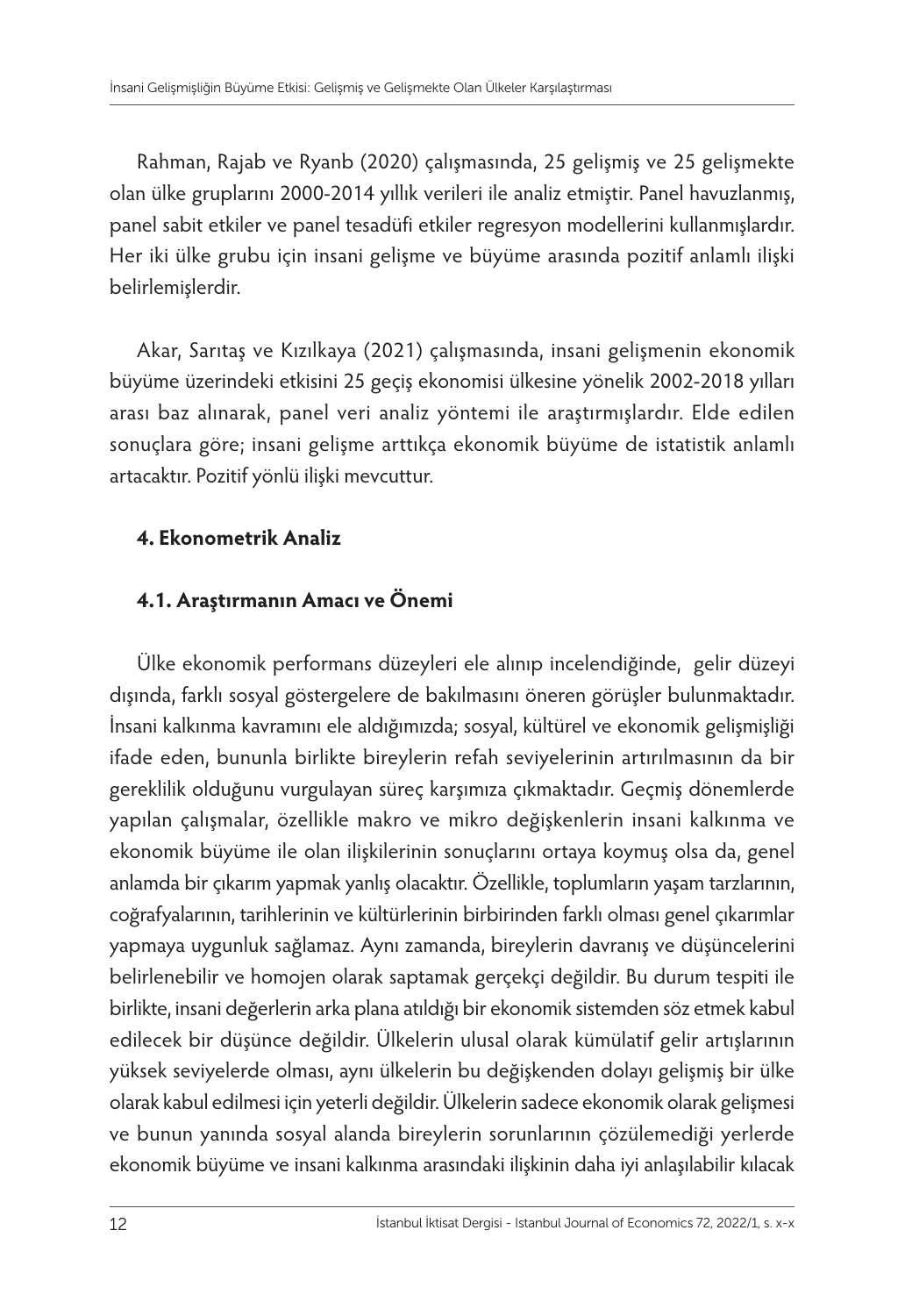Rahman, Rajab ve Ryanb (2020) çalışmasında, 25 gelişmiş ve 25 gelişmekte olan ülke gruplarını 2000-2014 yıllık verileri ile analiz etmiştir. Panel havuzlanmış, panel sabit etkiler ve panel tesadüfi etkiler regresyon modellerini kullanmışlardır. Her iki ülke grubu için insani gelişme ve büyüme arasında pozitif anlamlı ilişki belirlemişlerdir.

Akar, Sarıtaş ve Kızılkaya (2021) çalışmasında, insani gelişmenin ekonomik büyüme üzerindeki etkisini 25 geçiş ekonomisi ülkesine yönelik 2002-2018 yılları arası baz alınarak, panel veri analiz yöntemi ile araştırmışlardır. Elde edilen sonuçlara göre; insani gelişme arttıkça ekonomik büyüme de istatistik anlamlı artacaktır. Pozitif yönlü ilişki mevcuttur.

## 4. Ekonometrik Analiz

### 4.1. Araştırmanın Amacı ve Önemi

Ülke ekonomik performans düzeyleri ele alınıp incelendiğinde, gelir düzeyi dışında, farklı sosyal göstergelere de bakılmasını öneren görüşler bulunmaktadır. İnsani kalkınma kavramını ele aldığımızda; sosyal, kültürel ve ekonomik gelişmişliği ifade eden, bununla birlikte bireylerin refah seviyelerinin artırılmasının da bir gereklilik olduğunu vurgulayan süreç karşımıza çıkmaktadır. Geçmiş dönemlerde yapılan çalışmalar, özellikle makro ve mikro değişkenlerin insani kalkınma ve ekonomik büyüme ile olan ilişkilerinin sonuçlarını ortaya koymuş olsa da, genel anlamda bir çıkarım yapmak yanlış olacaktır. Özellikle, toplumların yaşam tarzlarının, coğrafyalarının, tarihlerinin ve kültürlerinin birbirinden farklı olması genel çıkarımlar yapmaya uygunluk sağlamaz. Aynı zamanda, bireylerin davranış ve düşüncelerini belirlenebilir ve homojen olarak saptamak gerçekçi değildir. Bu durum tespiti ile birlikte, insani değerlerin arka plana atıldığı bir ekonomik sistemden söz etmek kabul edilecek bir düşünce değildir. Ülkelerin ulusal olarak kümülatif gelir artışlarının yüksek seviyelerde olması, aynı ülkelerin bu değişkenden dolayı gelişmiş bir ülke olarak kabul edilmesi için yeterli değildir. Ülkelerin sadece ekonomik olarak gelişmesi ve bunun yanında sosyal alanda bireylerin sorunlarının çözülemediği yerlerde ekonomik büyüme ve insani kalkınma arasındaki ilişkinin daha iyi anlaşılabilir kılacak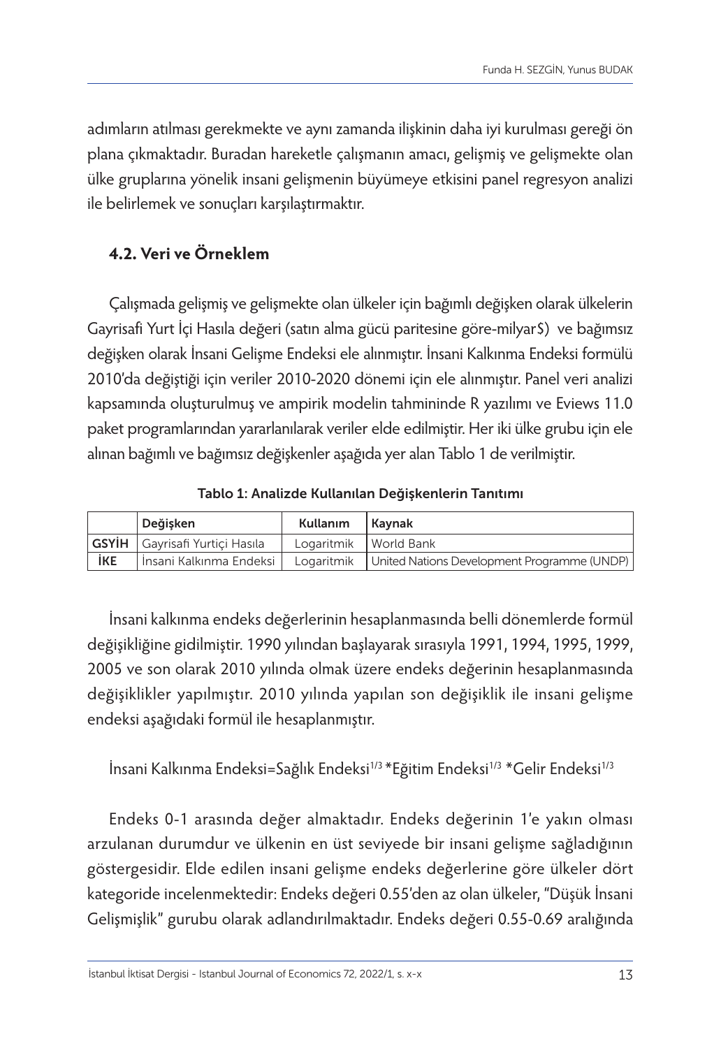adımların atılması gerekmekte ve aynı zamanda ilişkinin daha iyi kurulması gereği ön plana çıkmaktadır. Buradan hareketle çalışmanın amacı, gelişmiş ve gelişmekte olan ülke gruplarına yönelik insani gelişmenin büyümeye etkisini panel regresyon analizi ile belirlemek ve sonuçları karşılaştırmaktır.

### 4.2. Veri ve Örneklem

Çalışmada gelişmiş ve gelişmekte olan ülkeler için bağımlı değişken olarak ülkelerin Gayrisafi Yurt İçi Hasıla değeri (satın alma gücü paritesine göre-milyar$) ve bağımsız değişken olarak İnsani Gelişme Endeksi ele alınmıştır. İnsani Kalkınma Endeksi formülü 2010'da değiştiği için veriler 2010-2020 dönemi için ele alınmıştır. Panel veri analizi kapsamında oluşturulmuş ve ampirik modelin tahmininde R yazılımı ve Eviews 11.0 paket programlarından yararlanılarak veriler elde edilmiştir. Her iki ülke grubu için ele alınan bağımlı ve bağımsız değişkenler aşağıda yer alan Tablo 1 de verilmiştir.

**Tablo 1: Analizde Kullanılan Değişkenlerin Tanıtımı**

| | Değişken | Kullanım | Kaynak |
|---|---|---|---|
| **GSYİH** | Gayrisafi Yurtiçi Hasıla | Logaritmik | World Bank |
| **İKE** | İnsani Kalkınma Endeksi | Logaritmik | United Nations Development Programme (UNDP) |

İnsani kalkınma endeks değerlerinin hesaplanmasında belli dönemlerde formül değişikliğine gidilmiştir. 1990 yılından başlayarak sırasıyla 1991, 1994, 1995, 1999, 2005 ve son olarak 2010 yılında olmak üzere endeks değerinin hesaplanmasında değişiklikler yapılmıştır. 2010 yılında yapılan son değişiklik ile insani gelişme endeksi aşağıdaki formül ile hesaplanmıştır.

$$\text{İnsani Kalkınma Endeksi} = \text{Sağlık Endeksi}^{1/3} * \text{Eğitim Endeksi}^{1/3} * \text{Gelir Endeksi}^{1/3}$$

Endeks 0-1 arasında değer almaktadır. Endeks değerinin 1'e yakın olması arzulanan durumdur ve ülkenin en üst seviyede bir insani gelişme sağladığının göstergesidir. Elde edilen insani gelişme endeks değerlerine göre ülkeler dört kategoride incelenmektedir: Endeks değeri 0.55'den az olan ülkeler, "Düşük İnsani Gelişmişlik" gurubu olarak adlandırılmaktadır. Endeks değeri 0.55-0.69 aralığında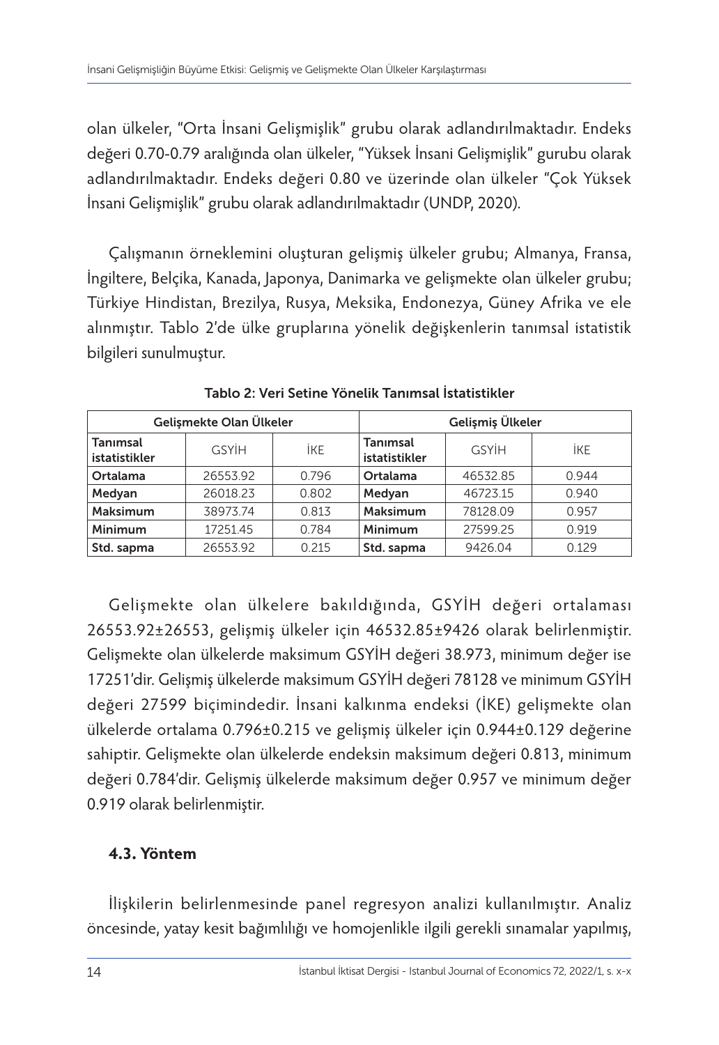olan ülkeler, "Orta İnsani Gelişmişlik" grubu olarak adlandırılmaktadır. Endeks değeri 0.70-0.79 aralığında olan ülkeler, "Yüksek İnsani Gelişmişlik" gurubu olarak adlandırılmaktadır. Endeks değeri 0.80 ve üzerinde olan ülkeler "Çok Yüksek İnsani Gelişmişlik" grubu olarak adlandırılmaktadır (UNDP, 2020).

Çalışmanın örneklemini oluşturan gelişmiş ülkeler grubu; Almanya, Fransa, İngiltere, Belçika, Kanada, Japonya, Danimarka ve gelişmekte olan ülkeler grubu; Türkiye Hindistan, Brezilya, Rusya, Meksika, Endonezya, Güney Afrika ve ele alınmıştır. Tablo 2'de ülke gruplarına yönelik değişkenlerin tanımsal istatistik bilgileri sunulmuştur.

**Tablo 2: Veri Setine Yönelik Tanımsal İstatistikler**

| Gelişmekte Olan Ülkeler | | | Gelişmiş Ülkeler | | |
|---|---|---|---|---|---|
| **Tanımsal istatistikler** | GSYİH | İKE | **Tanımsal istatistikler** | GSYİH | İKE |
| **Ortalama** | 26553.92 | 0.796 | **Ortalama** | 46532.85 | 0.944 |
| **Medyan** | 26018.23 | 0.802 | **Medyan** | 46723.15 | 0.940 |
| **Maksimum** | 38973.74 | 0.813 | **Maksimum** | 78128.09 | 0.957 |
| **Minimum** | 17251.45 | 0.784 | **Minimum** | 27599.25 | 0.919 |
| **Std. sapma** | 26553.92 | 0.215 | **Std. sapma** | 9426.04 | 0.129 |

Gelişmekte olan ülkelere bakıldığında, GSYİH değeri ortalaması 26553.92±26553, gelişmiş ülkeler için 46532.85±9426 olarak belirlenmiştir. Gelişmekte olan ülkelerde maksimum GSYİH değeri 38.973, minimum değer ise 17251'dir. Gelişmiş ülkelerde maksimum GSYİH değeri 78128 ve minimum GSYİH değeri 27599 biçimindedir. İnsani kalkınma endeksi (İKE) gelişmekte olan ülkelerde ortalama 0.796±0.215 ve gelişmiş ülkeler için 0.944±0.129 değerine sahiptir. Gelişmekte olan ülkelerde endeksin maksimum değeri 0.813, minimum değeri 0.784'dir. Gelişmiş ülkelerde maksimum değer 0.957 ve minimum değer 0.919 olarak belirlenmiştir.

### 4.3. Yöntem

İlişkilerin belirlenmesinde panel regresyon analizi kullanılmıştır. Analiz öncesinde, yatay kesit bağımlılığı ve homojenlikle ilgili gerekli sınamalar yapılmış,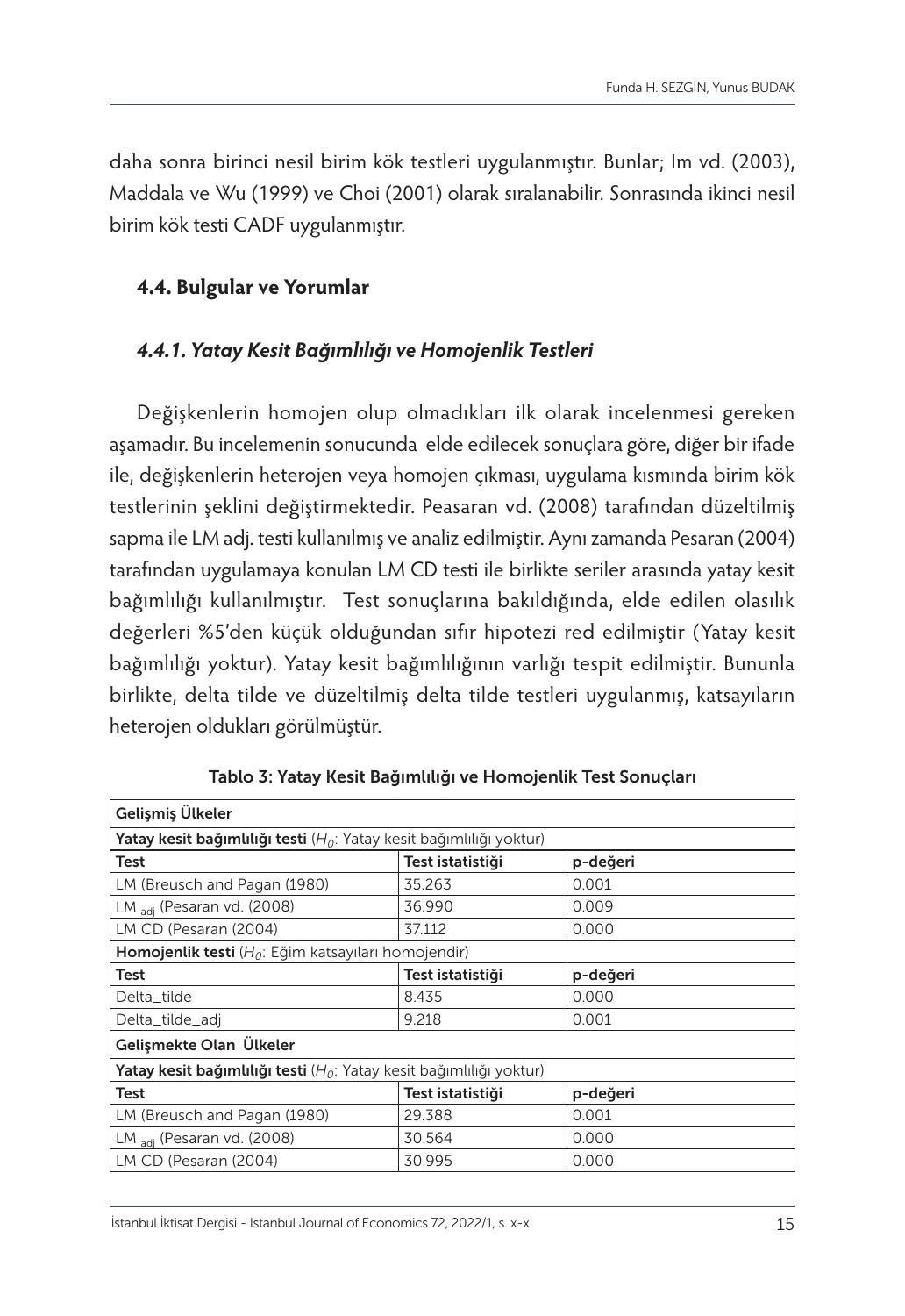daha sonra birinci nesil birim kök testleri uygulanmıştır. Bunlar; Im vd. (2003), Maddala ve Wu (1999) ve Choi (2001) olarak sıralanabilir. Sonrasında ikinci nesil birim kök testi CADF uygulanmıştır.

### 4.4. Bulgular ve Yorumlar

#### *4.4.1. Yatay Kesit Bağımlılığı ve Homojenlik Testleri*

Değişkenlerin homojen olup olmadıkları ilk olarak incelenmesi gereken aşamadır. Bu incelemenin sonucunda elde edilecek sonuçlara göre, diğer bir ifade ile, değişkenlerin heterojen veya homojen çıkması, uygulama kısmında birim kök testlerinin şeklini değiştirmektedir. Peasaran vd. (2008) tarafından düzeltilmiş sapma ile LM adj. testi kullanılmış ve analiz edilmiştir. Aynı zamanda Pesaran (2004) tarafından uygulamaya konulan LM CD testi ile birlikte seriler arasında yatay kesit bağımlılığı kullanılmıştır. Test sonuçlarına bakıldığında, elde edilen olasılık değerleri %5'den küçük olduğundan sıfır hipotezi red edilmiştir (Yatay kesit bağımlılığı yoktur). Yatay kesit bağımlılığının varlığı tespit edilmiştir. Bununla birlikte, delta tilde ve düzeltilmiş delta tilde testleri uygulanmış, katsayıların heterojen oldukları görülmüştür.

Tablo 3: Yatay Kesit Bağımlılığı ve Homojenlik Test Sonuçları

| Gelişmiş Ülkeler | | |
|---|---|---|
| **Yatay kesit bağımlılığı testi** ($H_0$: Yatay kesit bağımlılığı yoktur) | | |
| **Test** | **Test istatistiği** | **p-değeri** |
| LM (Breusch and Pagan (1980) | 35.263 | 0.001 |
| $LM_{adj}$ (Pesaran vd. (2008) | 36.990 | 0.009 |
| LM CD (Pesaran (2004) | 37.112 | 0.000 |
| **Homojenlik testi** ($H_0$: Eğim katsayıları homojendir) | | |
| **Test** | **Test istatistiği** | **p-değeri** |
| Delta_tilde | 8.435 | 0.000 |
| Delta_tilde_adj | 9.218 | 0.001 |
| **Gelişmekte Olan Ülkeler** | | |
| **Yatay kesit bağımlılığı testi** ($H_0$: Yatay kesit bağımlılığı yoktur) | | |
| **Test** | **Test istatistiği** | **p-değeri** |
| LM (Breusch and Pagan (1980) | 29.388 | 0.001 |
| $LM_{adj}$ (Pesaran vd. (2008) | 30.564 | 0.000 |
| LM CD (Pesaran (2004) | 30.995 | 0.000 |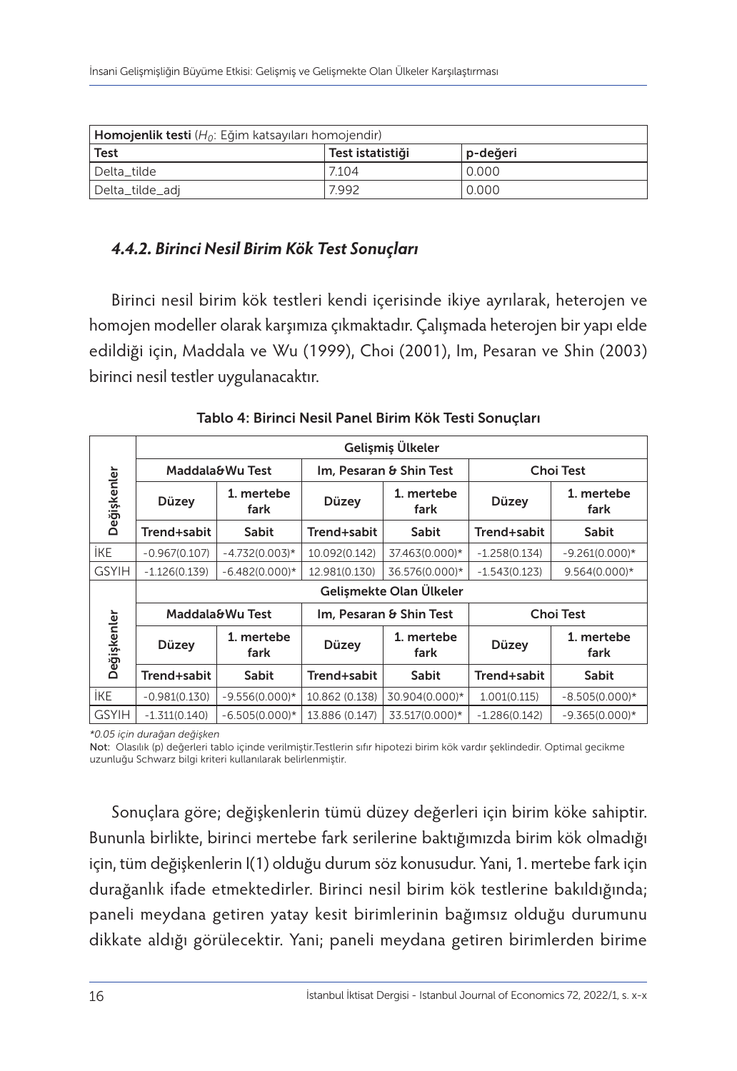| **Homojenlik testi** ($H_0$: Eğim katsayıları homojendir) | | |
|---|---|---|
| **Test** | **Test istatistiği** | **p-değeri** |
| Delta_tilde | 7.104 | 0.000 |
| Delta_tilde_adj | 7.992 | 0.000 |

#### *4.4.2. Birinci Nesil Birim Kök Test Sonuçları*

Birinci nesil birim kök testleri kendi içerisinde ikiye ayrılarak, heterojen ve homojen modeller olarak karşımıza çıkmaktadır. Çalışmada heterojen bir yapı elde edildiği için, Maddala ve Wu (1999), Choi (2001), Im, Pesaran ve Shin (2003) birinci nesil testler uygulanacaktır.

**Tablo 4: Birinci Nesil Panel Birim Kök Testi Sonuçları**

| Değişkenler | Gelişmiş Ülkeler | | | | | |
|---|---|---|---|---|---|---|
| | Maddala&Wu Test | | Im, Pesaran & Shin Test | | Choi Test | |
| | Düzey | 1. mertebe fark | Düzey | 1. mertebe fark | Düzey | 1. mertebe fark |
| | Trend+sabit | Sabit | Trend+sabit | Sabit | Trend+sabit | Sabit |
| İKE | -0.967(0.107) | -4.732(0.003)* | 10.092(0.142) | 37.463(0.000)* | -1.258(0.134) | -9.261(0.000)* |
| GSYIH | -1.126(0.139) | -6.482(0.000)* | 12.981(0.130) | 36.576(0.000)* | -1.543(0.123) | 9.564(0.000)* |
| Değişkenler | Gelişmekte Olan Ülkeler | | | | | |
| | Maddala&Wu Test | | Im, Pesaran & Shin Test | | Choi Test | |
| | Düzey | 1. mertebe fark | Düzey | 1. mertebe fark | Düzey | 1. mertebe fark |
| | Trend+sabit | Sabit | Trend+sabit | Sabit | Trend+sabit | Sabit |
| İKE | -0.981(0.130) | -9.556(0.000)* | 10.862 (0.138) | 30.904(0.000)* | 1.001(0.115) | -8.505(0.000)* |
| GSYIH | -1.311(0.140) | -6.505(0.000)* | 13.886 (0.147) | 33.517(0.000)* | -1.286(0.142) | -9.365(0.000)* |

*\*0.05 için durağan değişken*

Not: Olasılık (p) değerleri tablo içinde verilmiştir.Testlerin sıfır hipotezi birim kök vardır şeklindedir. Optimal gecikme uzunluğu Schwarz bilgi kriteri kullanılarak belirlenmiştir.

Sonuçlara göre; değişkenlerin tümü düzey değerleri için birim köke sahiptir. Bununla birlikte, birinci mertebe fark serilerine baktığımızda birim kök olmadığı için, tüm değişkenlerin I(1) olduğu durum söz konusudur. Yani, 1. mertebe fark için durağanlık ifade etmektedirler. Birinci nesil birim kök testlerine bakıldığında; paneli meydana getiren yatay kesit birimlerinin bağımsız olduğu durumunu dikkate aldığı görülecektir. Yani; paneli meydana getiren birimlerden birime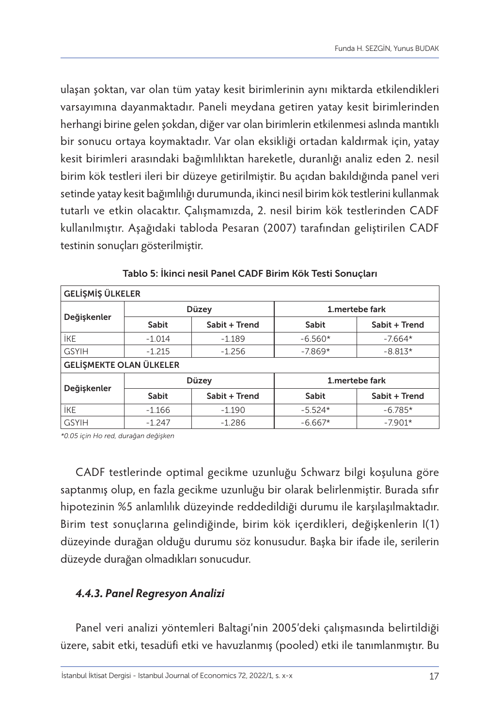ulaşan şoktan, var olan tüm yatay kesit birimlerinin aynı miktarda etkilendikleri varsayımına dayanmaktadır. Paneli meydana getiren yatay kesit birimlerinden herhangi birine gelen şokdan, diğer var olan birimlerin etkilenmesi aslında mantıklı bir sonucu ortaya koymaktadır. Var olan eksikliği ortadan kaldırmak için, yatay kesit birimleri arasındaki bağımlılıktan hareketle, duranlığı analiz eden 2. nesil birim kök testleri ileri bir düzeye getirilmiştir. Bu açıdan bakıldığında panel veri setinde yatay kesit bağımlılığı durumunda, ikinci nesil birim kök testlerini kullanmak tutarlı ve etkin olacaktır. Çalışmamızda, 2. nesil birim kök testlerinden CADF kullanılmıştır. Aşağıdaki tabloda Pesaran (2007) tarafından geliştirilen CADF testinin sonuçları gösterilmiştir.

**Tablo 5: İkinci nesil Panel CADF Birim Kök Testi Sonuçları**

| GELİŞMİŞ ÜLKELER | | | | |
|---|---|---|---|---|
| Değişkenler | Düzey | | 1.mertebe fark | |
| | Sabit | Sabit + Trend | Sabit | Sabit + Trend |
| İKE | -1.014 | -1.189 | -6.560* | -7.664* |
| GSYIH | -1.215 | -1.256 | -7.869* | -8.813* |
| **GELİŞMEKTE OLAN ÜLKELER** | | | | |
| Değişkenler | Düzey | | 1.mertebe fark | |
| | Sabit | Sabit + Trend | Sabit | Sabit + Trend |
| İKE | -1.166 | -1.190 | -5.524* | -6.785* |
| GSYIH | -1.247 | -1.286 | -6.667* | -7.901* |

*\*0.05 için Ho red, durağan değişken*

CADF testlerinde optimal gecikme uzunluğu Schwarz bilgi koşuluna göre saptanmış olup, en fazla gecikme uzunluğu bir olarak belirlenmiştir. Burada sıfır hipotezinin %5 anlamlılık düzeyinde reddedildiği durumu ile karşılaşılmaktadır. Birim test sonuçlarına gelindiğinde, birim kök içerdikleri, değişkenlerin I(1) düzeyinde durağan olduğu durumu söz konusudur. Başka bir ifade ile, serilerin düzeyde durağan olmadıkları sonucudur.

#### *4.4.3. Panel Regresyon Analizi*

Panel veri analizi yöntemleri Baltagi'nin 2005'deki çalışmasında belirtildiği üzere, sabit etki, tesadüfi etki ve havuzlanmış (pooled) etki ile tanımlanmıştır. Bu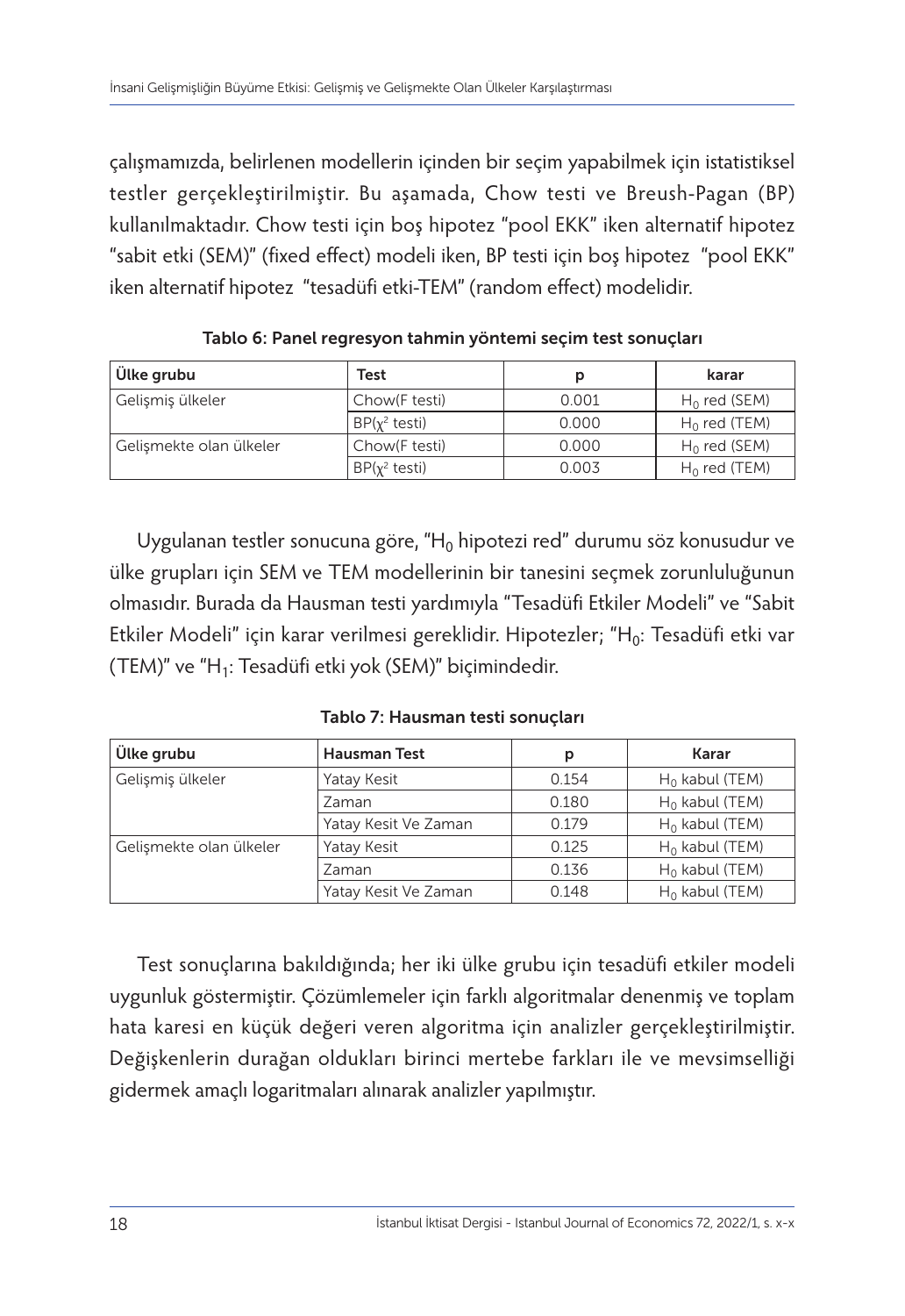çalışmamızda, belirlenen modellerin içinden bir seçim yapabilmek için istatistiksel testler gerçekleştirilmiştir. Bu aşamada, Chow testi ve Breush-Pagan (BP) kullanılmaktadır. Chow testi için boş hipotez "pool EKK" iken alternatif hipotez "sabit etki (SEM)" (fixed effect) modeli iken, BP testi için boş hipotez "pool EKK" iken alternatif hipotez "tesadüfi etki-TEM" (random effect) modelidir.

**Tablo 6: Panel regresyon tahmin yöntemi seçim test sonuçları**

| Ülke grubu | Test | p | karar |
|---|---|---|---|
| Gelişmiş ülkeler | Chow(F testi) | 0.001 | $H_0$ red (SEM) |
| | BP($\chi^2$ testi) | 0.000 | $H_0$ red (TEM) |
| Gelişmekte olan ülkeler | Chow(F testi) | 0.000 | $H_0$ red (SEM) |
| | BP($\chi^2$ testi) | 0.003 | $H_0$ red (TEM) |

Uygulanan testler sonucuna göre, "$H_0$ hipotezi red" durumu söz konusudur ve ülke grupları için SEM ve TEM modellerinin bir tanesini seçmek zorunluluğunun olmasıdır. Burada da Hausman testi yardımıyla "Tesadüfi Etkiler Modeli" ve "Sabit Etkiler Modeli" için karar verilmesi gereklidir. Hipotezler; "$H_0$: Tesadüfi etki var (TEM)" ve "$H_1$: Tesadüfi etki yok (SEM)" biçimindedir.

**Tablo 7: Hausman testi sonuçları**

| Ülke grubu | Hausman Test | p | Karar |
|---|---|---|---|
| Gelişmiş ülkeler | Yatay Kesit | 0.154 | $H_0$ kabul (TEM) |
| | Zaman | 0.180 | $H_0$ kabul (TEM) |
| | Yatay Kesit Ve Zaman | 0.179 | $H_0$ kabul (TEM) |
| Gelişmekte olan ülkeler | Yatay Kesit | 0.125 | $H_0$ kabul (TEM) |
| | Zaman | 0.136 | $H_0$ kabul (TEM) |
| | Yatay Kesit Ve Zaman | 0.148 | $H_0$ kabul (TEM) |

Test sonuçlarına bakıldığında; her iki ülke grubu için tesadüfi etkiler modeli uygunluk göstermiştir. Çözümlemeler için farklı algoritmalar denenmiş ve toplam hata karesi en küçük değeri veren algoritma için analizler gerçekleştirilmiştir. Değişkenlerin durağan oldukları birinci mertebe farkları ile ve mevsimselliği gidermek amaçlı logaritmaları alınarak analizler yapılmıştır.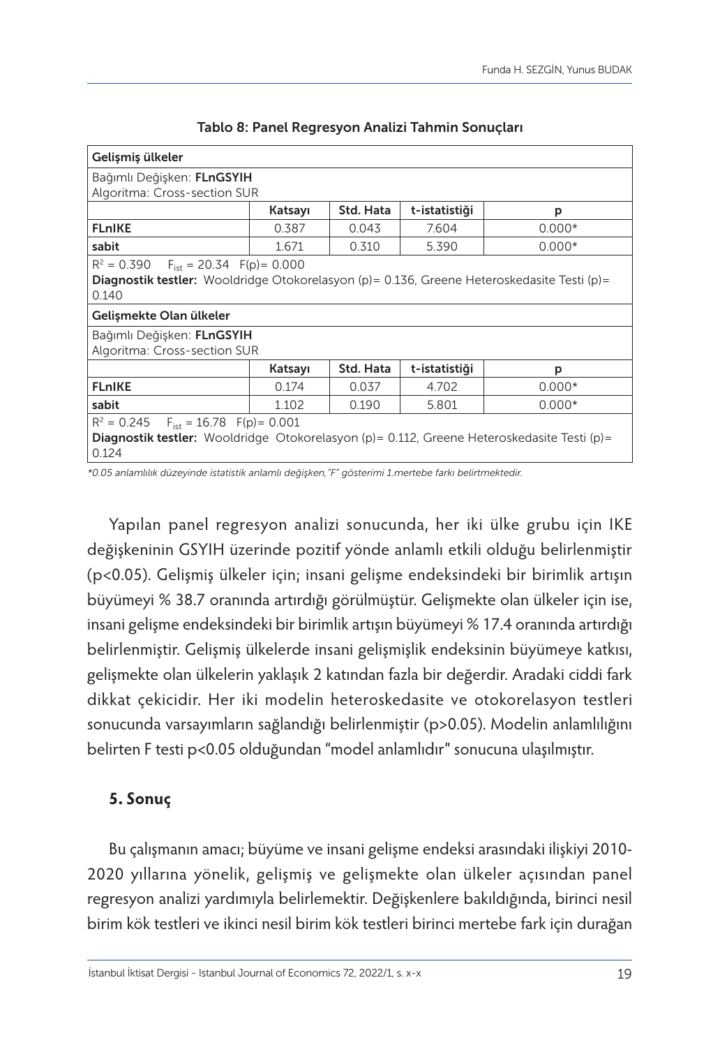**Tablo 8: Panel Regresyon Analizi Tahmin Sonuçları**

| Gelişmiş ülkeler | | | | |
|---|---|---|---|---|
| Bağımlı Değişken: **FLnGSYIH**<br>Algoritma: Cross-section SUR | | | | |
| | **Katsayı** | **Std. Hata** | **t-istatistiği** | **p** |
| **FLnIKE** | 0.387 | 0.043 | 7.604 | 0.000* |
| **sabit** | 1.671 | 0.310 | 5.390 | 0.000* |
| $R^2$ = 0.390 $F_{ist}$ = 20.34 F(p)= 0.000<br>**Diagnostik testler:** Wooldridge Otokorelasyon (p)= 0.136, Greene Heteroskedasite Testi (p)= 0.140 | | | | |
| **Gelişmekte Olan ülkeler** | | | | |
| Bağımlı Değişken: **FLnGSYIH**<br>Algoritma: Cross-section SUR | | | | |
| | **Katsayı** | **Std. Hata** | **t-istatistiği** | **p** |
| **FLnIKE** | 0.174 | 0.037 | 4.702 | 0.000* |
| **sabit** | 1.102 | 0.190 | 5.801 | 0.000* |
| $R^2$ = 0.245 $F_{ist}$ = 16.78 F(p)= 0.001<br>**Diagnostik testler:** Wooldridge Otokorelasyon (p)= 0.112, Greene Heteroskedasite Testi (p)= 0.124 | | | | |

*\*0.05 anlamlılık düzeyinde istatistik anlamlı değişken,"F" gösterimi 1.mertebe farkı belirtmektedir.*

Yapılan panel regresyon analizi sonucunda, her iki ülke grubu için IKE değişkeninin GSYIH üzerinde pozitif yönde anlamlı etkili olduğu belirlenmiştir ($p<0.05$). Gelişmiş ülkeler için; insani gelişme endeksindeki bir birimlik artışın büyümeyi % 38.7 oranında artırdığı görülmüştür. Gelişmekte olan ülkeler için ise, insani gelişme endeksindeki bir birimlik artışın büyümeyi % 17.4 oranında artırdığı belirlenmiştir. Gelişmiş ülkelerde insani gelişmişlik endeksinin büyümeye katkısı, gelişmekte olan ülkelerin yaklaşık 2 katından fazla bir değerdir. Aradaki ciddi fark dikkat çekicidir. Her iki modelin heteroskedasite ve otokorelasyon testleri sonucunda varsayımların sağlandığı belirlenmiştir ($p>0.05$). Modelin anlamlılığını belirten F testi $p<0.05$ olduğundan "model anlamlıdır" sonucuna ulaşılmıştır.

## 5. Sonuç

Bu çalışmanın amacı; büyüme ve insani gelişme endeksi arasındaki ilişkiyi 2010-2020 yıllarına yönelik, gelişmiş ve gelişmekte olan ülkeler açısından panel regresyon analizi yardımıyla belirlemektir. Değişkenlere bakıldığında, birinci nesil birim kök testleri ve ikinci nesil birim kök testleri birinci mertebe fark için durağan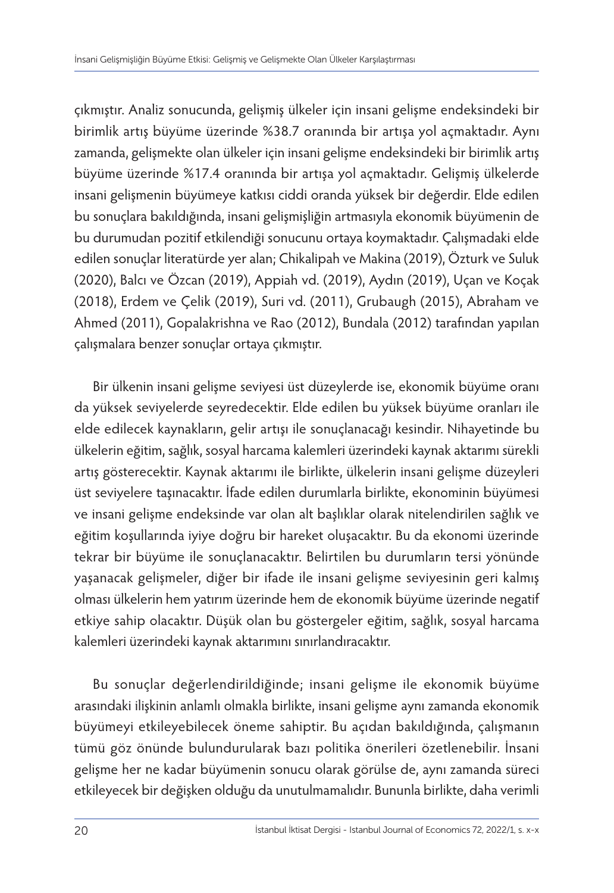çıkmıştır. Analiz sonucunda, gelişmiş ülkeler için insani gelişme endeksindeki bir birimlik artış büyüme üzerinde %38.7 oranında bir artışa yol açmaktadır. Aynı zamanda, gelişmekte olan ülkeler için insani gelişme endeksindeki bir birimlik artış büyüme üzerinde %17.4 oranında bir artışa yol açmaktadır. Gelişmiş ülkelerde insani gelişmenin büyümeye katkısı ciddi oranda yüksek bir değerdir. Elde edilen bu sonuçlara bakıldığında, insani gelişmişliğin artmasıyla ekonomik büyümenin de bu durumudan pozitif etkilendiği sonucunu ortaya koymaktadır. Çalışmadaki elde edilen sonuçlar literatürde yer alan; Chikalipah ve Makina (2019), Özturk ve Suluk (2020), Balcı ve Özcan (2019), Appiah vd. (2019), Aydın (2019), Uçan ve Koçak (2018), Erdem ve Çelik (2019), Suri vd. (2011), Grubaugh (2015), Abraham ve Ahmed (2011), Gopalakrishna ve Rao (2012), Bundala (2012) tarafından yapılan çalışmalara benzer sonuçlar ortaya çıkmıştır.

Bir ülkenin insani gelişme seviyesi üst düzeylerde ise, ekonomik büyüme oranı da yüksek seviyelerde seyredecektir. Elde edilen bu yüksek büyüme oranları ile elde edilecek kaynakların, gelir artışı ile sonuçlanacağı kesindir. Nihayetinde bu ülkelerin eğitim, sağlık, sosyal harcama kalemleri üzerindeki kaynak aktarımı sürekli artış gösterecektir. Kaynak aktarımı ile birlikte, ülkelerin insani gelişme düzeyleri üst seviyelere taşınacaktır. İfade edilen durumlarla birlikte, ekonominin büyümesi ve insani gelişme endeksinde var olan alt başlıklar olarak nitelendirilen sağlık ve eğitim koşullarında iyiye doğru bir hareket oluşacaktır. Bu da ekonomi üzerinde tekrar bir büyüme ile sonuçlanacaktır. Belirtilen bu durumların tersi yönünde yaşanacak gelişmeler, diğer bir ifade ile insani gelişme seviyesinin geri kalmış olması ülkelerin hem yatırım üzerinde hem de ekonomik büyüme üzerinde negatif etkiye sahip olacaktır. Düşük olan bu göstergeler eğitim, sağlık, sosyal harcama kalemleri üzerindeki kaynak aktarımını sınırlandıracaktır.

Bu sonuçlar değerlendirildiğinde; insani gelişme ile ekonomik büyüme arasındaki ilişkinin anlamlı olmakla birlikte, insani gelişme aynı zamanda ekonomik büyümeyi etkileyebilecek öneme sahiptir. Bu açıdan bakıldığında, çalışmanın tümü göz önünde bulundurularak bazı politika önerileri özetlenebilir. İnsani gelişme her ne kadar büyümenin sonucu olarak görülse de, aynı zamanda süreci etkileyecek bir değişken olduğu da unutulmamalıdır. Bununla birlikte, daha verimli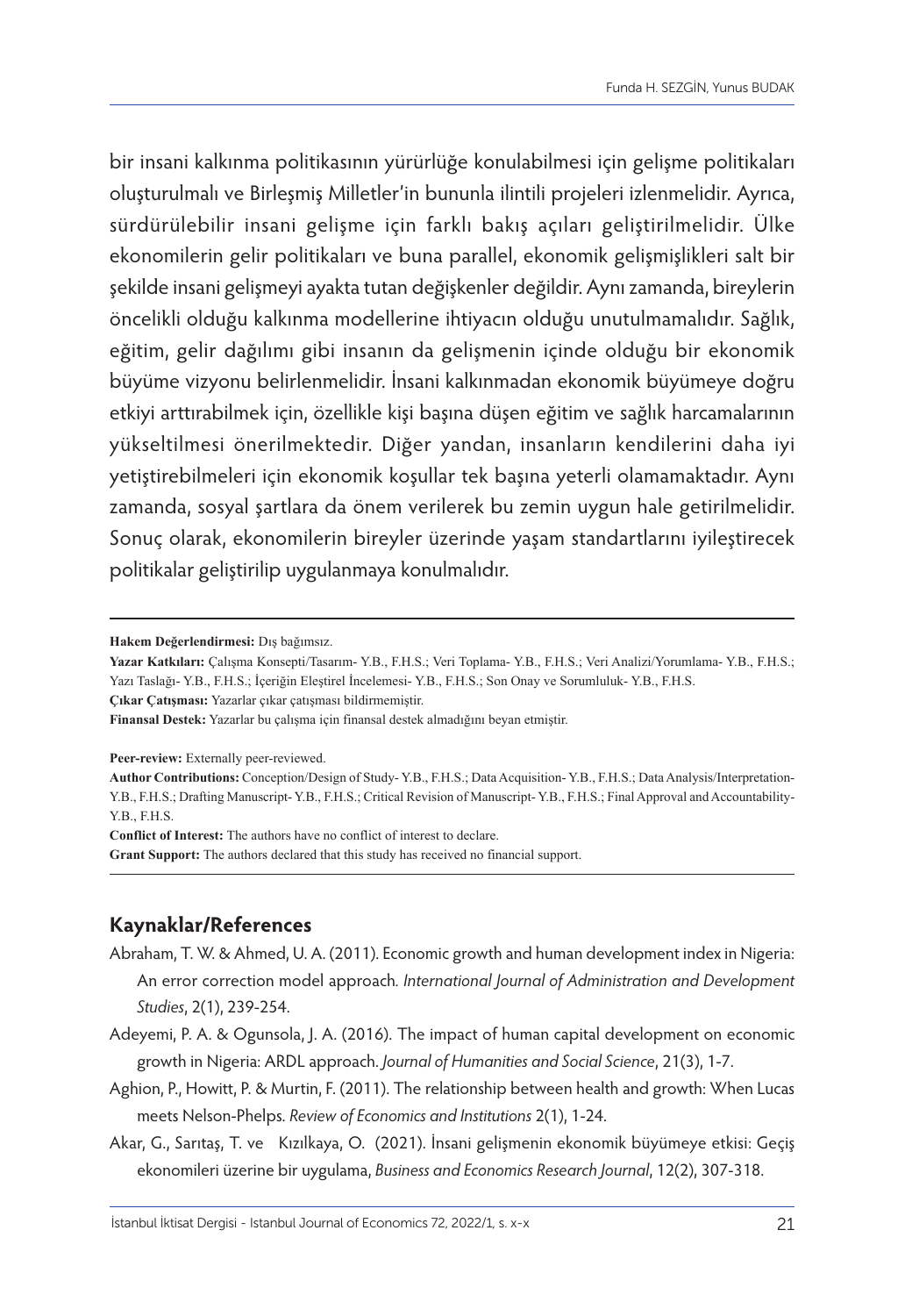bir insani kalkınma politikasının yürürlüğe konulabilmesi için gelişme politikaları oluşturulmalı ve Birleşmiş Milletler'in bununla ilintili projeleri izlenmelidir. Ayrıca, sürdürülebilir insani gelişme için farklı bakış açıları geliştirilmelidir. Ülke ekonomilerin gelir politikaları ve buna parallel, ekonomik gelişmişlikleri salt bir şekilde insani gelişmeyi ayakta tutan değişkenler değildir. Aynı zamanda, bireylerin öncelikli olduğu kalkınma modellerine ihtiyacın olduğu unutulmamalıdır. Sağlık, eğitim, gelir dağılımı gibi insanın da gelişmenin içinde olduğu bir ekonomik büyüme vizyonu belirlenmelidir. İnsani kalkınmadan ekonomik büyümeye doğru etkiyi arttırabilmek için, özellikle kişi başına düşen eğitim ve sağlık harcamalarının yükseltilmesi önerilmektedir. Diğer yandan, insanların kendilerini daha iyi yetiştirebilmeleri için ekonomik koşullar tek başına yeterli olamamaktadır. Aynı zamanda, sosyal şartlara da önem verilerek bu zemin uygun hale getirilmelidir. Sonuç olarak, ekonomilerin bireyler üzerinde yaşam standartlarını iyileştirecek politikalar geliştirilip uygulanmaya konulmalıdır.

---

**Hakem Değerlendirmesi:** Dış bağımsız.

**Yazar Katkıları:** Çalışma Konsepti/Tasarım- Y.B., F.H.S.; Veri Toplama- Y.B., F.H.S.; Veri Analizi/Yorumlama- Y.B., F.H.S.; Yazı Taslağı- Y.B., F.H.S.; İçeriğin Eleştirel İncelemesi- Y.B., F.H.S.; Son Onay ve Sorumluluk- Y.B., F.H.S.

**Çıkar Çatışması:** Yazarlar çıkar çatışması bildirmemiştir.

**Finansal Destek:** Yazarlar bu çalışma için finansal destek almadığını beyan etmiştir.

**Peer-review:** Externally peer-reviewed.

**Author Contributions:** Conception/Design of Study- Y.B., F.H.S.; Data Acquisition- Y.B., F.H.S.; Data Analysis/Interpretation- Y.B., F.H.S.; Drafting Manuscript- Y.B., F.H.S.; Critical Revision of Manuscript- Y.B., F.H.S.; Final Approval and Accountability- Y.B., F.H.S.

**Conflict of Interest:** The authors have no conflict of interest to declare.

**Grant Support:** The authors declared that this study has received no financial support.

---

## Kaynaklar/References

Abraham, T. W. & Ahmed, U. A. (2011). Economic growth and human development index in Nigeria: An error correction model approach. *International Journal of Administration and Development Studies*, 2(1), 239-254.

Adeyemi, P. A. & Ogunsola, J. A. (2016). The impact of human capital development on economic growth in Nigeria: ARDL approach. *Journal of Humanities and Social Science*, 21(3), 1-7.

Aghion, P., Howitt, P. & Murtin, F. (2011). The relationship between health and growth: When Lucas meets Nelson-Phelps. *Review of Economics and Institutions* 2(1), 1-24.

Akar, G., Sarıtaş, T. ve Kızılkaya, O. (2021). İnsani gelişmenin ekonomik büyümeye etkisi: Geçiş ekonomileri üzerine bir uygulama, *Business and Economics Research Journal*, 12(2), 307-318.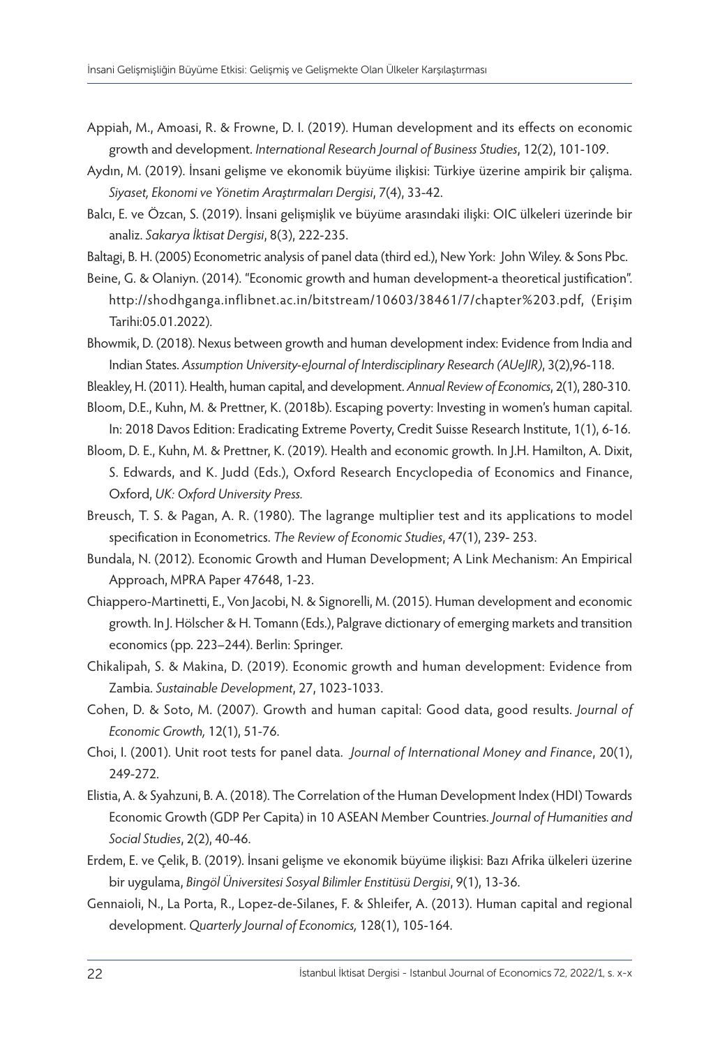Appiah, M., Amoasi, R. & Frowne, D. I. (2019). Human development and its effects on economic growth and development. *International Research Journal of Business Studies*, 12(2), 101-109.

Aydın, M. (2019). İnsani gelişme ve ekonomik büyüme ilişkisi: Türkiye üzerine ampirik bir çalışma. *Siyaset, Ekonomi ve Yönetim Araştırmaları Dergisi*, 7(4), 33-42.

Balcı, E. ve Özcan, S. (2019). İnsani gelişmişlik ve büyüme arasındaki ilişki: OIC ülkeleri üzerinde bir analiz. *Sakarya İktisat Dergisi*, 8(3), 222-235.

Baltagi, B. H. (2005) Econometric analysis of panel data (third ed.), New York: John Wiley. & Sons Pbc.

Beine, G. & Olaniyn. (2014). "Economic growth and human development-a theoretical justification". http://shodhganga.inflibnet.ac.in/bitstream/10603/38461/7/chapter%203.pdf, (Erişim Tarihi:05.01.2022).

Bhowmik, D. (2018). Nexus between growth and human development index: Evidence from India and Indian States. *Assumption University-eJournal of Interdisciplinary Research (AUeJIR)*, 3(2),96-118.

Bleakley, H. (2011). Health, human capital, and development. *Annual Review of Economics*, 2(1), 280-310.

Bloom, D.E., Kuhn, M. & Prettner, K. (2018b). Escaping poverty: Investing in women's human capital. In: 2018 Davos Edition: Eradicating Extreme Poverty, Credit Suisse Research Institute, 1(1), 6-16.

Bloom, D. E., Kuhn, M. & Prettner, K. (2019). Health and economic growth. In J.H. Hamilton, A. Dixit, S. Edwards, and K. Judd (Eds.), Oxford Research Encyclopedia of Economics and Finance, Oxford, *UK: Oxford University Press.*

Breusch, T. S. & Pagan, A. R. (1980). The lagrange multiplier test and its applications to model specification in Econometrics. *The Review of Economic Studies*, 47(1), 239- 253.

Bundala, N. (2012). Economic Growth and Human Development; A Link Mechanism: An Empirical Approach, MPRA Paper 47648, 1-23.

Chiappero-Martinetti, E., Von Jacobi, N. & Signorelli, M. (2015). Human development and economic growth. In J. Hölscher & H. Tomann (Eds.), Palgrave dictionary of emerging markets and transition economics (pp. 223–244). Berlin: Springer.

Chikalipah, S. & Makina, D. (2019). Economic growth and human development: Evidence from Zambia. *Sustainable Development*, 27, 1023-1033.

Cohen, D. & Soto, M. (2007). Growth and human capital: Good data, good results. *Journal of Economic Growth,* 12(1), 51-76.

Choi, I. (2001). Unit root tests for panel data. *Journal of International Money and Finance*, 20(1), 249-272.

Elistia, A. & Syahzuni, B. A. (2018). The Correlation of the Human Development Index (HDI) Towards Economic Growth (GDP Per Capita) in 10 ASEAN Member Countries. *Journal of Humanities and Social Studies*, 2(2), 40-46.

Erdem, E. ve Çelik, B. (2019). İnsani gelişme ve ekonomik büyüme ilişkisi: Bazı Afrika ülkeleri üzerine bir uygulama, *Bingöl Üniversitesi Sosyal Bilimler Enstitüsü Dergisi*, 9(1), 13-36.

Gennaioli, N., La Porta, R., Lopez-de-Silanes, F. & Shleifer, A. (2013). Human capital and regional development. *Quarterly Journal of Economics,* 128(1), 105-164.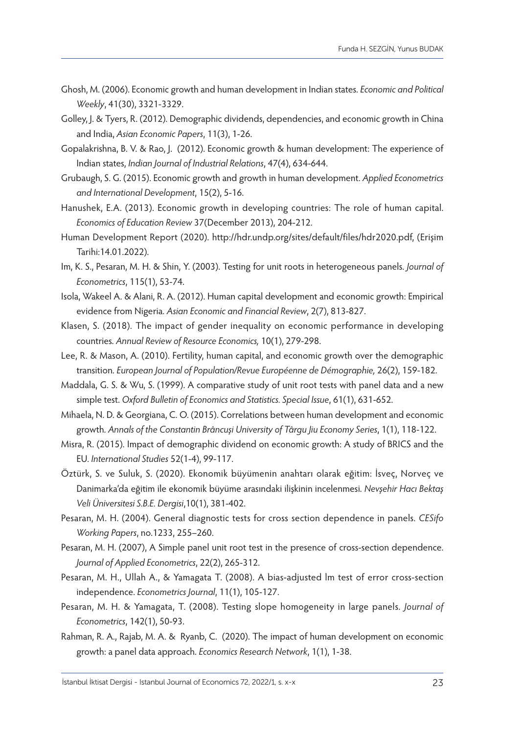Ghosh, M. (2006). Economic growth and human development in Indian states. *Economic and Political Weekly*, 41(30), 3321-3329.

Golley, J. & Tyers, R. (2012). Demographic dividends, dependencies, and economic growth in China and India, *Asian Economic Papers*, 11(3), 1-26.

Gopalakrishna, B. V. & Rao, J. (2012). Economic growth & human development: The experience of Indian states, *Indian Journal of Industrial Relations*, 47(4), 634-644.

Grubaugh, S. G. (2015). Economic growth and growth in human development. *Applied Econometrics and International Development*, 15(2), 5-16.

Hanushek, E.A. (2013). Economic growth in developing countries: The role of human capital. *Economics of Education Review* 37(December 2013), 204-212.

Human Development Report (2020). http://hdr.undp.org/sites/default/files/hdr2020.pdf, (Erişim Tarihi:14.01.2022).

Im, K. S., Pesaran, M. H. & Shin, Y. (2003). Testing for unit roots in heterogeneous panels. *Journal of Econometrics*, 115(1), 53-74.

Isola, Wakeel A. & Alani, R. A. (2012). Human capital development and economic growth: Empirical evidence from Nigeria. *Asian Economic and Financial Review*, 2(7), 813-827.

Klasen, S. (2018). The impact of gender inequality on economic performance in developing countries. *Annual Review of Resource Economics,* 10(1), 279-298.

Lee, R. & Mason, A. (2010). Fertility, human capital, and economic growth over the demographic transition. *European Journal of Population/Revue Européenne de Démographie,* 26(2), 159-182.

Maddala, G. S. & Wu, S. (1999). A comparative study of unit root tests with panel data and a new simple test. *Oxford Bulletin of Economics and Statistics. Special Issue*, 61(1), 631-652.

Mihaela, N. D. & Georgiana, C. O. (2015). Correlations between human development and economic growth. *Annals of the Constantin Brâncuşi University of Târgu Jiu Economy Series*, 1(1), 118-122.

Misra, R. (2015). Impact of demographic dividend on economic growth: A study of BRICS and the EU. *International Studies* 52(1-4), 99-117.

Öztürk, S. ve Suluk, S. (2020). Ekonomik büyümenin anahtarı olarak eğitim: İsveç, Norveç ve Danimarka'da eğitim ile ekonomik büyüme arasındaki ilişkinin incelenmesi. *Nevşehir Hacı Bektaş Veli Üniversitesi S.B.E. Dergisi*,10(1), 381-402.

Pesaran, M. H. (2004). General diagnostic tests for cross section dependence in panels. *CESifo Working Papers*, no.1233, 255–260.

Pesaran, M. H. (2007), A Simple panel unit root test in the presence of cross-section dependence. *Journal of Applied Econometrics*, 22(2), 265-312.

Pesaran, M. H., Ullah A., & Yamagata T. (2008). A bias-adjusted lm test of error cross-section independence. *Econometrics Journal*, 11(1), 105-127.

Pesaran, M. H. & Yamagata, T. (2008). Testing slope homogeneity in large panels. *Journal of Econometrics*, 142(1), 50-93.

Rahman, R. A., Rajab, M. A. & Ryanb, C. (2020). The impact of human development on economic growth: a panel data approach. *Economics Research Network*, 1(1), 1-38.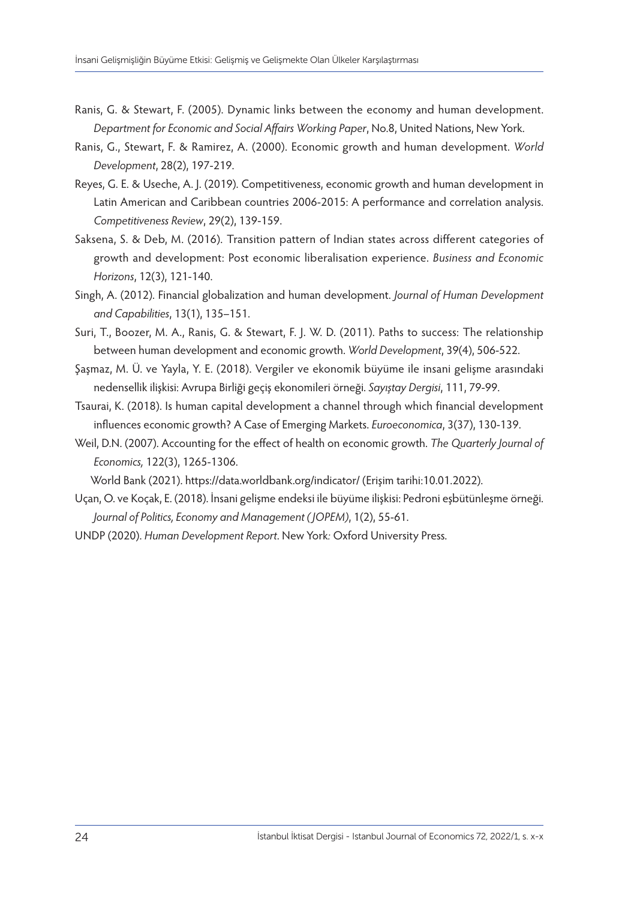Ranis, G. & Stewart, F. (2005). Dynamic links between the economy and human development. *Department for Economic and Social Affairs Working Paper*, No.8, United Nations, New York.

Ranis, G., Stewart, F. & Ramirez, A. (2000). Economic growth and human development. *World Development*, 28(2), 197-219.

Reyes, G. E. & Useche, A. J. (2019). Competitiveness, economic growth and human development in Latin American and Caribbean countries 2006-2015: A performance and correlation analysis. *Competitiveness Review*, 29(2), 139-159.

Saksena, S. & Deb, M. (2016). Transition pattern of Indian states across different categories of growth and development: Post economic liberalisation experience. *Business and Economic Horizons*, 12(3), 121-140.

Singh, A. (2012). Financial globalization and human development. *Journal of Human Development and Capabilities*, 13(1), 135–151.

Suri, T., Boozer, M. A., Ranis, G. & Stewart, F. J. W. D. (2011). Paths to success: The relationship between human development and economic growth. *World Development*, 39(4), 506-522.

Şaşmaz, M. Ü. ve Yayla, Y. E. (2018). Vergiler ve ekonomik büyüme ile insani gelişme arasındaki nedensellik ilişkisi: Avrupa Birliği geçiş ekonomileri örneği. *Sayıştay Dergisi*, 111, 79-99.

Tsaurai, K. (2018). Is human capital development a channel through which financial development influences economic growth? A Case of Emerging Markets. *Euroeconomica*, 3(37), 130-139.

Weil, D.N. (2007). Accounting for the effect of health on economic growth. *The Quarterly Journal of Economics,* 122(3), 1265-1306.

World Bank (2021). https://data.worldbank.org/indicator/ (Erişim tarihi:10.01.2022).

Uçan, O. ve Koçak, E. (2018). İnsani gelişme endeksi ile büyüme ilişkisi: Pedroni eşbütünleşme örneği. *Journal of Politics, Economy and Management (JOPEM)*, 1(2), 55-61.

UNDP (2020). *Human Development Report*. New York: Oxford University Press.